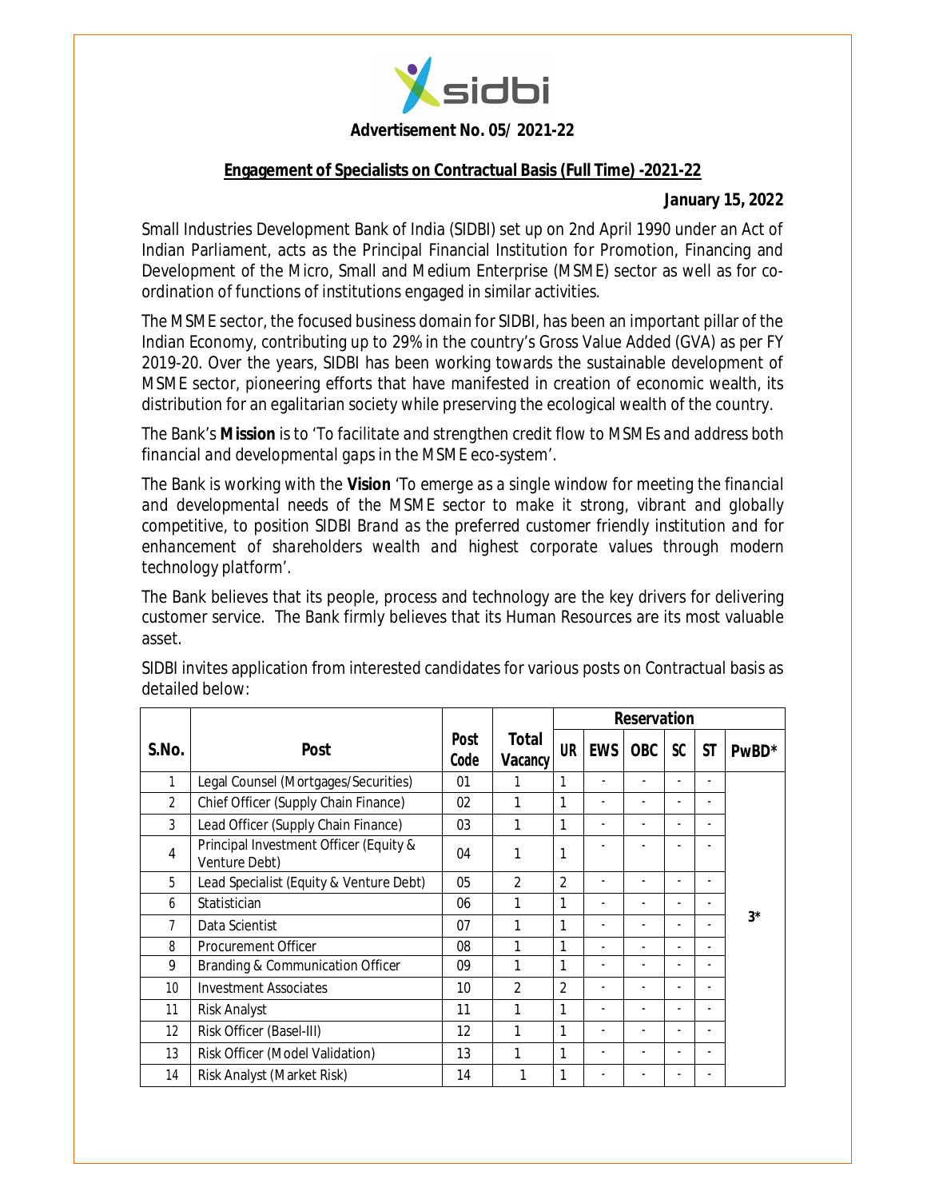**Advertisement No. 05/ 2021-22**

**Engagement of Specialists on Contractual Basis (Full Time) -2021-22**

**January 15, 2022**

Small Industries Development Bank of India (SIDBI) set up on 2nd April 1990 under an Act of Indian Parliament, acts as the Principal Financial Institution for Promotion, Financing and Development of the Micro, Small and Medium Enterprise (MSME) sector as well as for co-ordination of functions of institutions engaged in similar activities.

The MSME sector, the focused business domain for SIDBI, has been an important pillar of the Indian Economy, contributing up to 29% in the country's Gross Value Added (GVA) as per FY 2019-20. Over the years, SIDBI has been working towards the sustainable development of MSME sector, pioneering efforts that have manifested in creation of economic wealth, its distribution for an egalitarian society while preserving the ecological wealth of the country.

The Bank's **Mission** is to *'To facilitate and strengthen credit flow to MSMEs and address both financial and developmental gaps in the MSME eco-system'*.

The Bank is working with the **Vision** *'To emerge as a single window for meeting the financial and developmental needs of the MSME sector to make it strong, vibrant and globally competitive, to position SIDBI Brand as the preferred customer friendly institution and for enhancement of shareholders wealth and highest corporate values through modern technology platform'*.

The Bank believes that its people, process and technology are the key drivers for delivering customer service. The Bank firmly believes that its Human Resources are its most valuable asset.

SIDBI invites application from interested candidates for various posts on Contractual basis as detailed below:

| S.No. | Post | Post Code | Total Vacancy | Reservation | | | | | |
|---|---|---|---|---|---|---|---|---|---|
| | | | | UR | EWS | OBC | SC | ST | PwBD* |
| 1 | Legal Counsel (Mortgages/Securities) | 01 | 1 | 1 | - | - | - | - | 3* |
| 2 | Chief Officer (Supply Chain Finance) | 02 | 1 | 1 | - | - | - | - | |
| 3 | Lead Officer (Supply Chain Finance) | 03 | 1 | 1 | - | - | - | - | |
| 4 | Principal Investment Officer (Equity & Venture Debt) | 04 | 1 | 1 | - | - | - | - | |
| 5 | Lead Specialist (Equity & Venture Debt) | 05 | 2 | 2 | - | - | - | - | |
| 6 | Statistician | 06 | 1 | 1 | - | - | - | - | |
| 7 | Data Scientist | 07 | 1 | 1 | - | - | - | - | |
| 8 | Procurement Officer | 08 | 1 | 1 | - | - | - | - | |
| 9 | Branding & Communication Officer | 09 | 1 | 1 | - | - | - | - | |
| 10 | Investment Associates | 10 | 2 | 2 | - | - | - | - | |
| 11 | Risk Analyst | 11 | 1 | 1 | - | - | - | - | |
| 12 | Risk Officer (Basel-III) | 12 | 1 | 1 | - | - | - | - | |
| 13 | Risk Officer (Model Validation) | 13 | 1 | 1 | - | - | - | - | |
| 14 | Risk Analyst (Market Risk) | 14 | 1 | 1 | - | - | - | - | |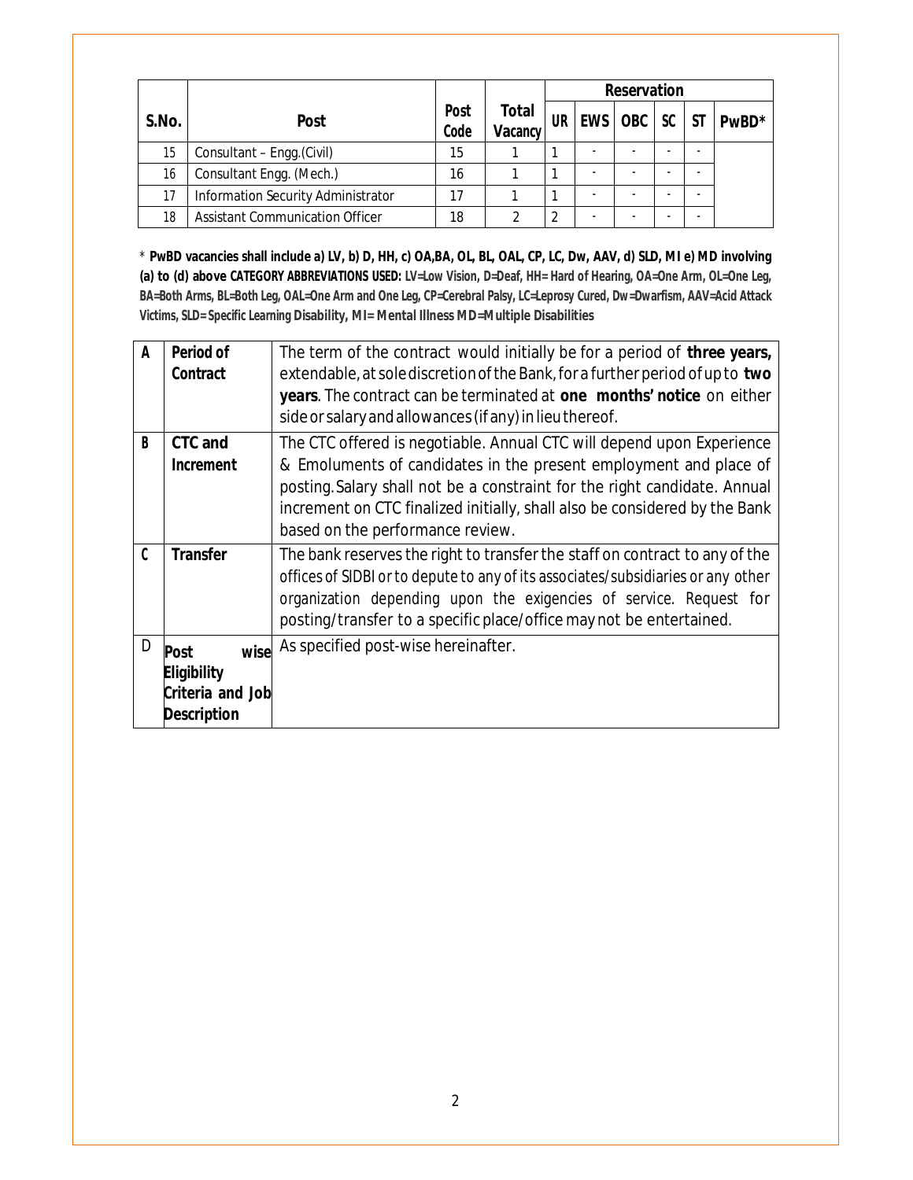| S.No. | Post | Post Code | Total Vacancy | Reservation | | | | | |
|---|---|---|---|---|---|---|---|---|---|
| | | | | UR | EWS | OBC | SC | ST | PwBD* |
| 15 | Consultant – Engg.(Civil) | 15 | 1 | 1 | - | - | - | - | |
| 16 | Consultant Engg. (Mech.) | 16 | 1 | 1 | - | - | - | - | |
| 17 | Information Security Administrator | 17 | 1 | 1 | - | - | - | - | |
| 18 | Assistant Communication Officer | 18 | 2 | 2 | - | - | - | - | |

* **PwBD vacancies shall include a) LV, b) D, HH, c) OA,BA, OL, BL, OAL, CP, LC, Dw, AAV, d) SLD, MI e) MD involving (a) to (d) above CATEGORY ABBREVIATIONS USED:** LV=Low Vision, D=Deaf, HH= Hard of Hearing, OA=One Arm, OL=One Leg, BA=Both Arms, BL=Both Leg, OAL=One Arm and One Leg, CP=Cerebral Palsy, LC=Leprosy Cured, Dw=Dwarfism, AAV=Acid Attack Victims, SLD= Specific Learning Disability, MI= Mental Illness MD=Multiple Disabilities

| | | |
|---|---|---|
| A | **Period of Contract** | The term of the contract would initially be for a period of **three years,** extendable, at sole discretion of the Bank, for a further period of up to **two years**. The contract can be terminated at **one months' notice** on either side or salary and allowances (if any) in lieu thereof. |
| B | **CTC and Increment** | The CTC offered is negotiable. Annual CTC will depend upon Experience & Emoluments of candidates in the present employment and place of posting. Salary shall not be a constraint for the right candidate. Annual increment on CTC finalized initially, shall also be considered by the Bank based on the performance review. |
| C | **Transfer** | The bank reserves the right to transfer the staff on contract to any of the offices of SIDBI or to depute to any of its associates/subsidiaries or any other organization depending upon the exigencies of service. Request for posting/transfer to a specific place/office may not be entertained. |
| D | **Post wise Eligibility Criteria and Job Description** | As specified post-wise hereinafter. |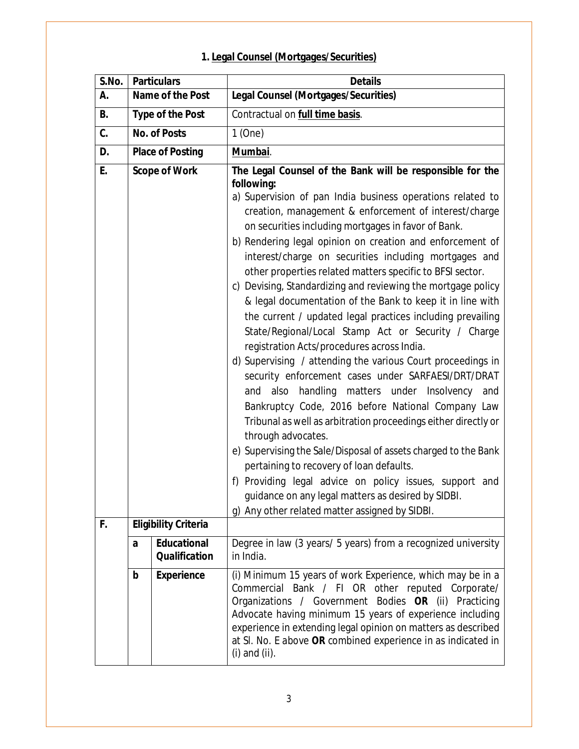## 1. Legal Counsel (Mortgages/Securities)

| S.No. | Particulars | | Details |
|---|---|---|---|
| A. | Name of the Post | | **Legal Counsel (Mortgages/Securities)** |
| B. | Type of the Post | | Contractual on **full time basis**. |
| C. | No. of Posts | | 1 (One) |
| D. | Place of Posting | | **Mumbai**. |
| E. | Scope of Work | | **The Legal Counsel of the Bank will be responsible for the following:**<br>a) Supervision of pan India business operations related to creation, management & enforcement of interest/charge on securities including mortgages in favor of Bank.<br>b) Rendering legal opinion on creation and enforcement of interest/charge on securities including mortgages and other properties related matters specific to BFSI sector.<br>c) Devising, Standardizing and reviewing the mortgage policy & legal documentation of the Bank to keep it in line with the current / updated legal practices including prevailing State/Regional/Local Stamp Act or Security / Charge registration Acts/procedures across India.<br>d) Supervising / attending the various Court proceedings in security enforcement cases under SARFAESI/DRT/DRAT and also handling matters under Insolvency and Bankruptcy Code, 2016 before National Company Law Tribunal as well as arbitration proceedings either directly or through advocates.<br>e) Supervising the Sale/Disposal of assets charged to the Bank pertaining to recovery of loan defaults.<br>f) Providing legal advice on policy issues, support and guidance on any legal matters as desired by SIDBI.<br>g) Any other related matter assigned by SIDBI. |
| F. | Eligibility Criteria | | |
| | a | Educational Qualification | Degree in law (3 years/ 5 years) from a recognized university in India. |
| | b | Experience | (i) Minimum 15 years of work Experience, which may be in a Commercial Bank / FI OR other reputed Corporate/ Organizations / Government Bodies **OR** (ii) Practicing Advocate having minimum 15 years of experience including experience in extending legal opinion on matters as described at Sl. No. E above **OR** combined experience in as indicated in (i) and (ii). |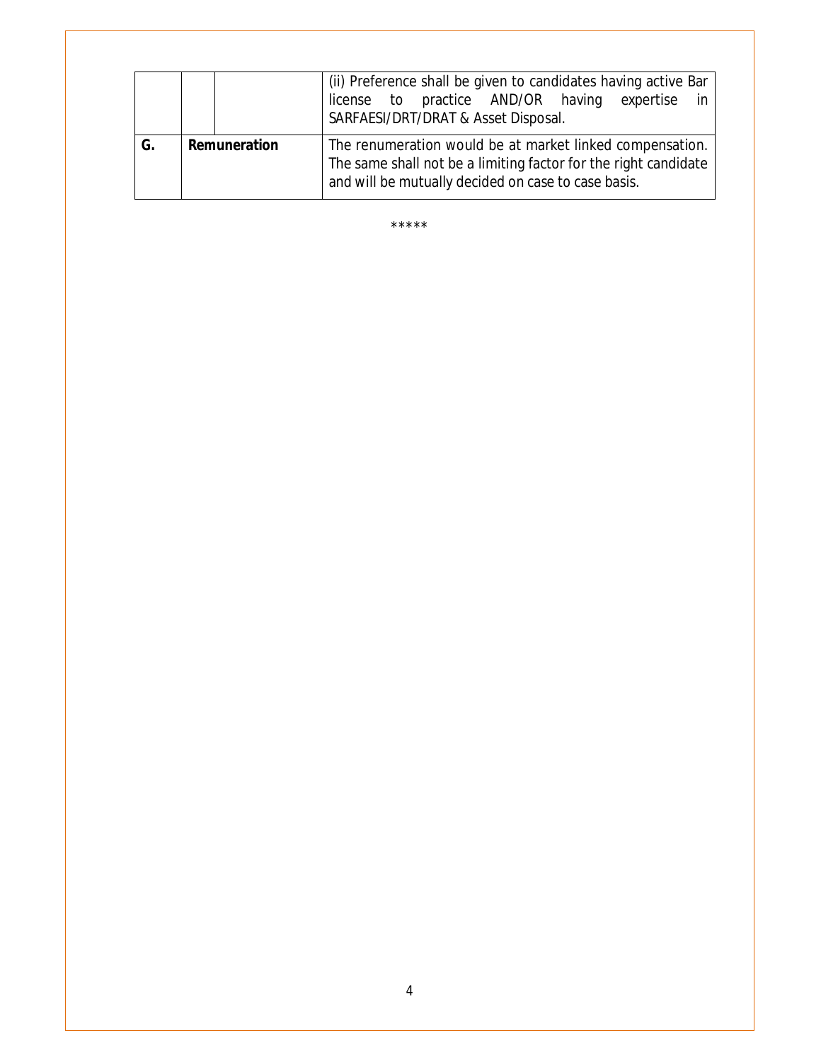| | | | |
|---|---|---|---|
| | | | (ii) Preference shall be given to candidates having active Bar license to practice AND/OR having expertise in SARFAESI/DRT/DRAT & Asset Disposal. |
| **G.** | **Remuneration** | | The renumeration would be at market linked compensation. The same shall not be a limiting factor for the right candidate and will be mutually decided on case to case basis. |

*****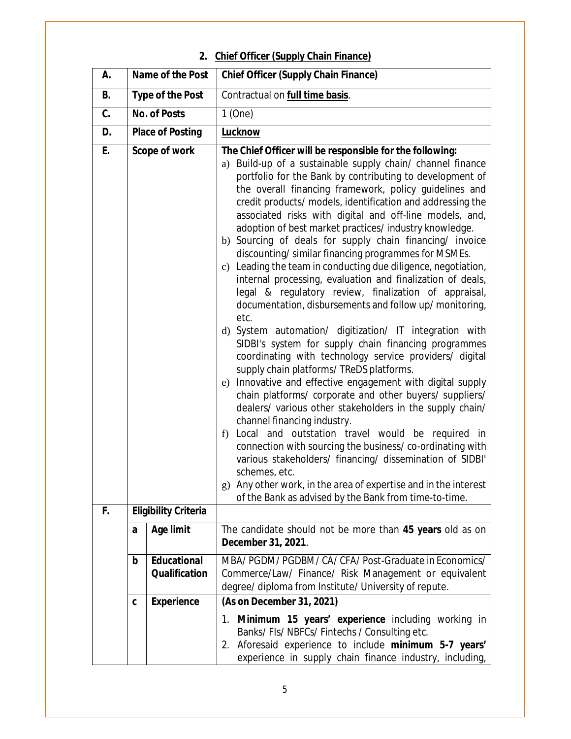## 2. Chief Officer (Supply Chain Finance)

| A. | Name of the Post | | Chief Officer (Supply Chain Finance) |
|---|---|---|---|
| B. | Type of the Post | | Contractual on **full time basis**. |
| C. | No. of Posts | | 1 (One) |
| D. | Place of Posting | | **Lucknow** |
| E. | Scope of work | | **The Chief Officer will be responsible for the following:**<br>a) Build-up of a sustainable supply chain/ channel finance portfolio for the Bank by contributing to development of the overall financing framework, policy guidelines and credit products/ models, identification and addressing the associated risks with digital and off-line models, and, adoption of best market practices/ industry knowledge.<br>b) Sourcing of deals for supply chain financing/ invoice discounting/ similar financing programmes for MSMEs.<br>c) Leading the team in conducting due diligence, negotiation, internal processing, evaluation and finalization of deals, legal & regulatory review, finalization of appraisal, documentation, disbursements and follow up/ monitoring, etc.<br>d) System automation/ digitization/ IT integration with SIDBI's system for supply chain financing programmes coordinating with technology service providers/ digital supply chain platforms/ TReDS platforms.<br>e) Innovative and effective engagement with digital supply chain platforms/ corporate and other buyers/ suppliers/ dealers/ various other stakeholders in the supply chain/ channel financing industry.<br>f) Local and outstation travel would be required in connection with sourcing the business/ co-ordinating with various stakeholders/ financing/ dissemination of SIDBI' schemes, etc.<br>g) Any other work, in the area of expertise and in the interest of the Bank as advised by the Bank from time-to-time. |
| F. | Eligibility Criteria | | |
| | a | Age limit | The candidate should not be more than **45 years** old as on **December 31, 2021**. |
| | b | Educational Qualification | MBA/ PGDM/ PGDBM/ CA/ CFA/ Post-Graduate in Economics/ Commerce/Law/ Finance/ Risk Management or equivalent degree/ diploma from Institute/ University of repute. |
| | c | Experience | **(As on December 31, 2021)**<br>1. **Minimum 15 years' experience** including working in Banks/ FIs/ NBFCs/ Fintechs / Consulting etc.<br>2. Aforesaid experience to include **minimum 5-7 years'** experience in supply chain finance industry, including, |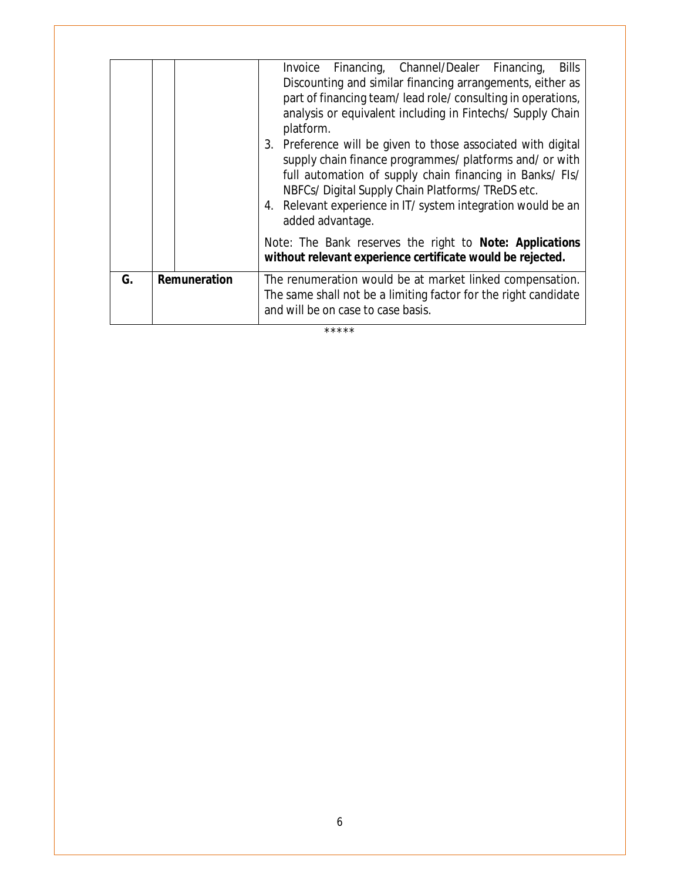| | | | |
|---|---|---|---|
| | | | Invoice Financing, Channel/Dealer Financing, Bills Discounting and similar financing arrangements, either as part of financing team/ lead role/ consulting in operations, analysis or equivalent including in Fintechs/ Supply Chain platform.<br>3. Preference will be given to those associated with digital supply chain finance programmes/ platforms and/ or with full automation of supply chain financing in Banks/ FIs/ NBFCs/ Digital Supply Chain Platforms/ TReDS etc.<br>4. Relevant experience in IT/ system integration would be an added advantage.<br><br>Note: The Bank reserves the right to **Note: Applications without relevant experience certificate would be rejected.** |
| G. | **Remuneration** | | The renumeration would be at market linked compensation. The same shall not be a limiting factor for the right candidate and will be on case to case basis. |

*****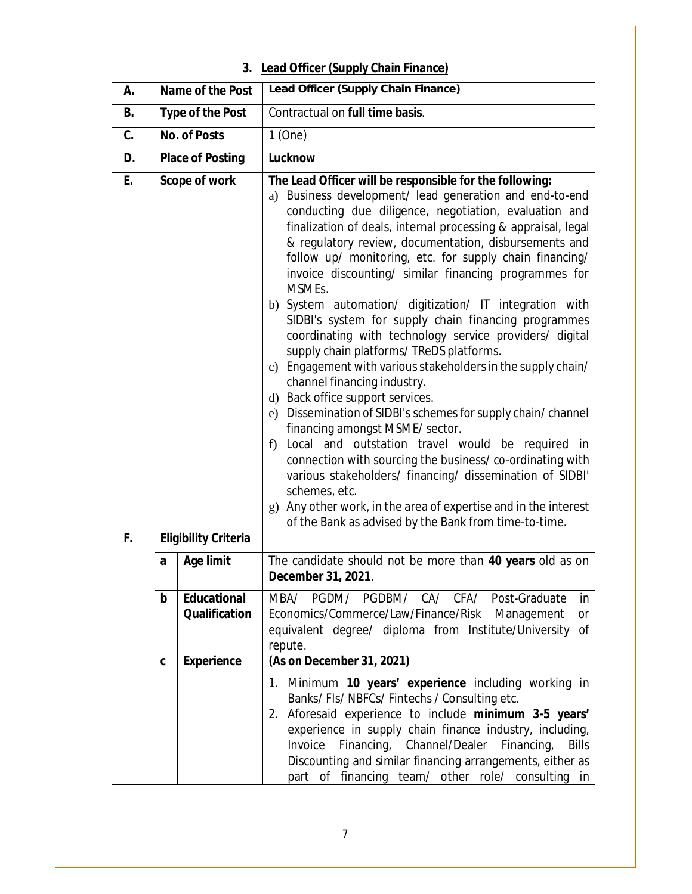### 3. Lead Officer (Supply Chain Finance)

| | | | |
|---|---|---|---|
| **A.** | **Name of the Post** | | **Lead Officer (Supply Chain Finance)** |
| **B.** | **Type of the Post** | | Contractual on **full time basis**. |
| **C.** | **No. of Posts** | | 1 (One) |
| **D.** | **Place of Posting** | | **Lucknow** |
| **E.** | **Scope of work** | | **The Lead Officer will be responsible for the following:**<br>a) Business development/ lead generation and end-to-end conducting due diligence, negotiation, evaluation and finalization of deals, internal processing & appraisal, legal & regulatory review, documentation, disbursements and follow up/ monitoring, etc. for supply chain financing/ invoice discounting/ similar financing programmes for MSMEs.<br>b) System automation/ digitization/ IT integration with SIDBI's system for supply chain financing programmes coordinating with technology service providers/ digital supply chain platforms/ TReDS platforms.<br>c) Engagement with various stakeholders in the supply chain/ channel financing industry.<br>d) Back office support services.<br>e) Dissemination of SIDBI's schemes for supply chain/ channel financing amongst MSME/ sector.<br>f) Local and outstation travel would be required in connection with sourcing the business/ co-ordinating with various stakeholders/ financing/ dissemination of SIDBI' schemes, etc.<br>g) Any other work, in the area of expertise and in the interest of the Bank as advised by the Bank from time-to-time. |
| **F.** | **Eligibility Criteria** | | |
| | **a** | **Age limit** | The candidate should not be more than **40 years** old as on **December 31, 2021**. |
| | **b** | **Educational Qualification** | MBA/ PGDM/ PGDBM/ CA/ CFA/ Post-Graduate in Economics/Commerce/Law/Finance/Risk Management or equivalent degree/ diploma from Institute/University of repute. |
| | **c** | **Experience** | **(As on December 31, 2021)**<br>1. Minimum **10 years' experience** including working in Banks/ FIs/ NBFCs/ Fintechs / Consulting etc.<br>2. Aforesaid experience to include **minimum 3-5 years'** experience in supply chain finance industry, including, Invoice Financing, Channel/Dealer Financing, Bills Discounting and similar financing arrangements, either as part of financing team/ other role/ consulting in |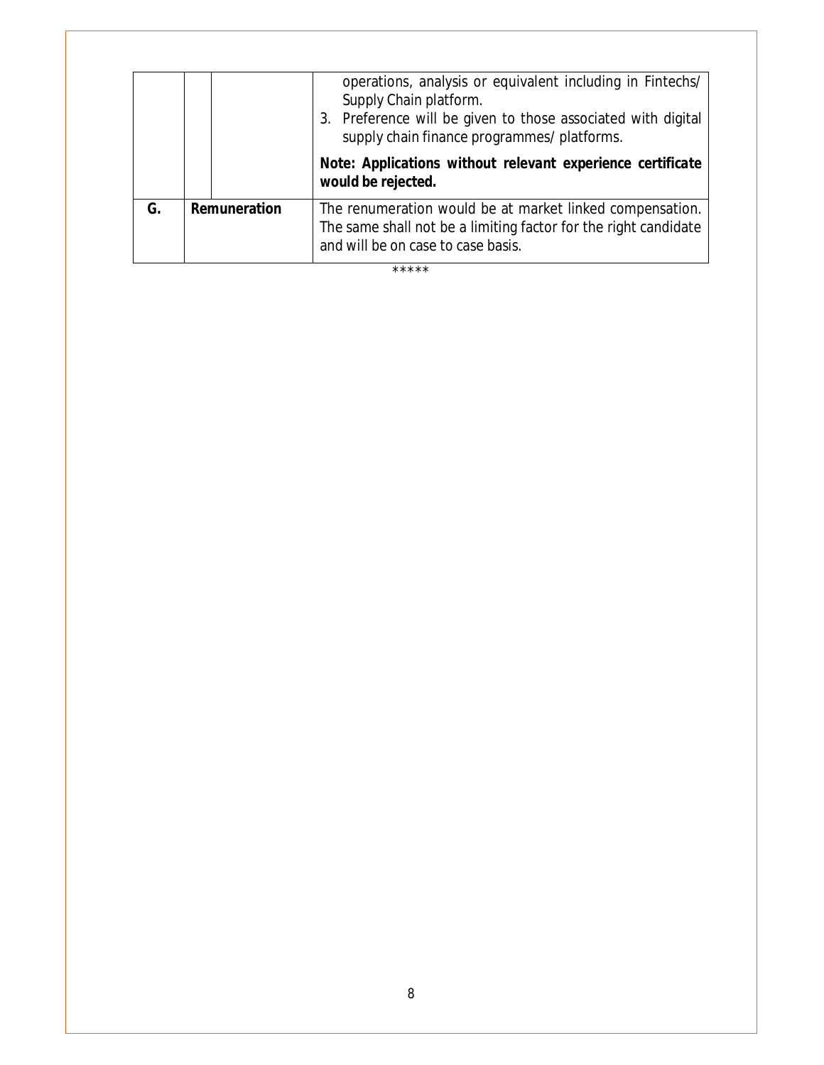| | | | |
|---|---|---|---|
| | | | operations, analysis or equivalent including in Fintechs/ Supply Chain platform.<br>3. Preference will be given to those associated with digital supply chain finance programmes/ platforms.<br><br>***Note: Applications without relevant experience certificate would be rejected.*** |
| **G.** | **Remuneration** | | The renumeration would be at market linked compensation. The same shall not be a limiting factor for the right candidate and will be on case to case basis. |

*****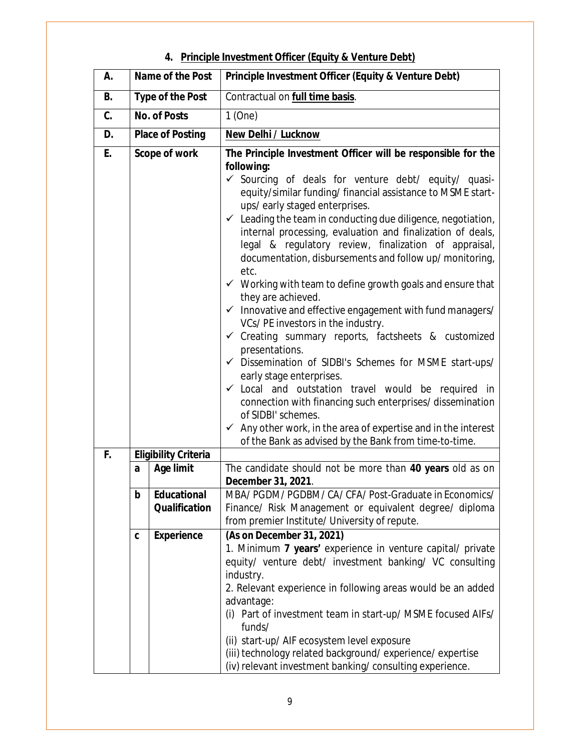## 4. Principle Investment Officer (Equity & Venture Debt)

| | | | |
|---|---|---|---|
| **A.** | **Name of the Post** | | **Principle Investment Officer (Equity & Venture Debt)** |
| **B.** | **Type of the Post** | | Contractual on **full time basis**. |
| **C.** | **No. of Posts** | | 1 (One) |
| **D.** | **Place of Posting** | | **New Delhi / Lucknow** |
| **E.** | **Scope of work** | | **The Principle Investment Officer will be responsible for the following:**<br>✓ Sourcing of deals for venture debt/ equity/ quasi-equity/similar funding/ financial assistance to MSME start-ups/ early staged enterprises.<br>✓ Leading the team in conducting due diligence, negotiation, internal processing, evaluation and finalization of deals, legal & regulatory review, finalization of appraisal, documentation, disbursements and follow up/ monitoring, etc.<br>✓ Working with team to define growth goals and ensure that they are achieved.<br>✓ Innovative and effective engagement with fund managers/ VCs/ PE investors in the industry.<br>✓ Creating summary reports, factsheets & customized presentations.<br>✓ Dissemination of SIDBI's Schemes for MSME start-ups/ early stage enterprises.<br>✓ Local and outstation travel would be required in connection with financing such enterprises/ dissemination of SIDBI' schemes.<br>✓ Any other work, in the area of expertise and in the interest of the Bank as advised by the Bank from time-to-time. |
| **F.** | **Eligibility Criteria** | | |
| | **a** | **Age limit** | The candidate should not be more than **40 years** old as on **December 31, 2021**. |
| | **b** | **Educational Qualification** | MBA/ PGDM/ PGDBM/ CA/ CFA/ Post-Graduate in Economics/ Finance/ Risk Management or equivalent degree/ diploma from premier Institute/ University of repute. |
| | **c** | **Experience** | **(As on December 31, 2021)**<br>1. Minimum **7 years'** experience in venture capital/ private equity/ venture debt/ investment banking/ VC consulting industry.<br>2. Relevant experience in following areas would be an added advantage:<br>(i) Part of investment team in start-up/ MSME focused AIFs/ funds/<br>(ii) start-up/ AIF ecosystem level exposure<br>(iii) technology related background/ experience/ expertise<br>(iv) relevant investment banking/ consulting experience. |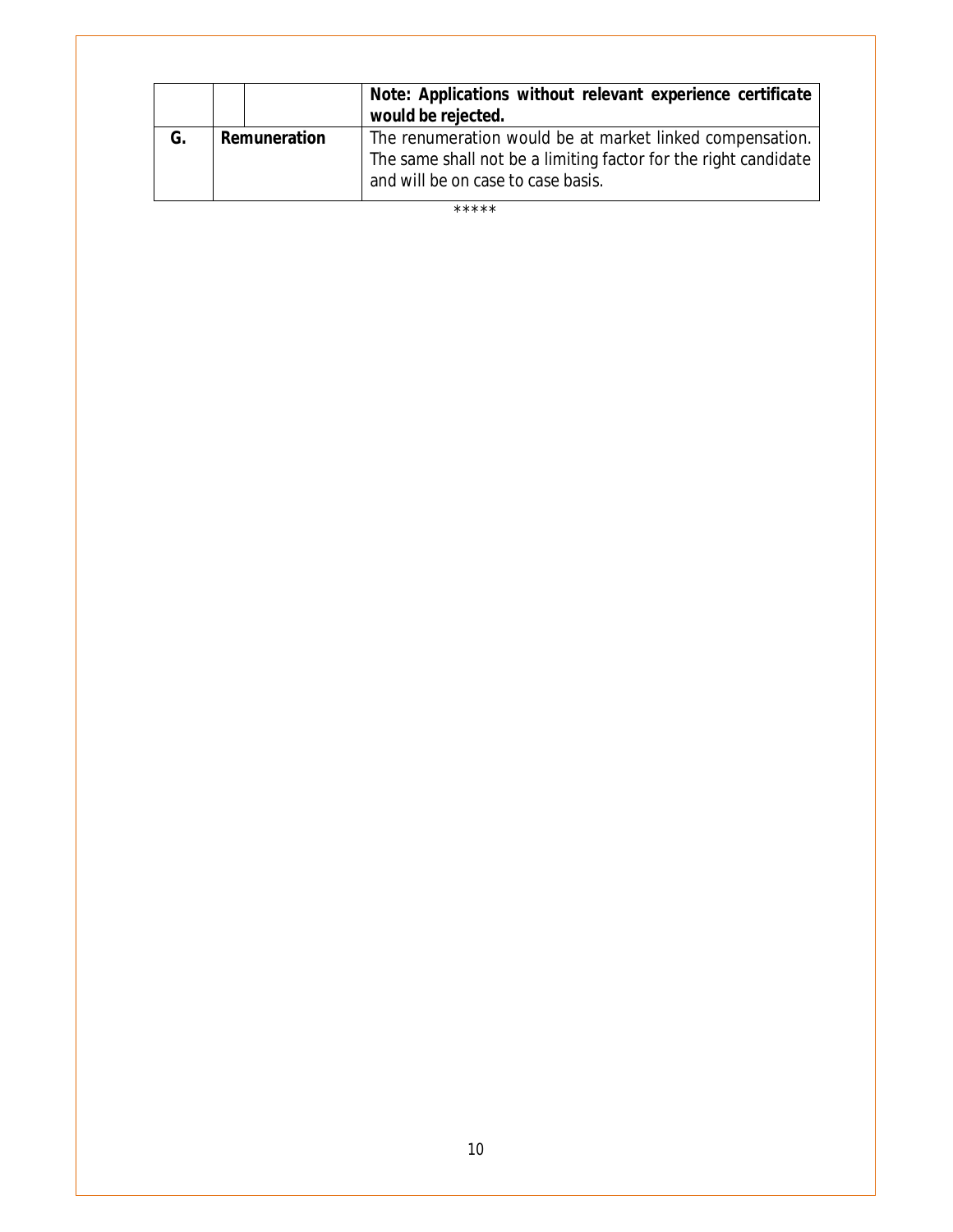| | | | |
|---|---|---|---|
| | | | **Note: Applications without relevant experience certificate would be rejected.** |
| G. | **Remuneration** | | The renumeration would be at market linked compensation. The same shall not be a limiting factor for the right candidate and will be on case to case basis. |

*****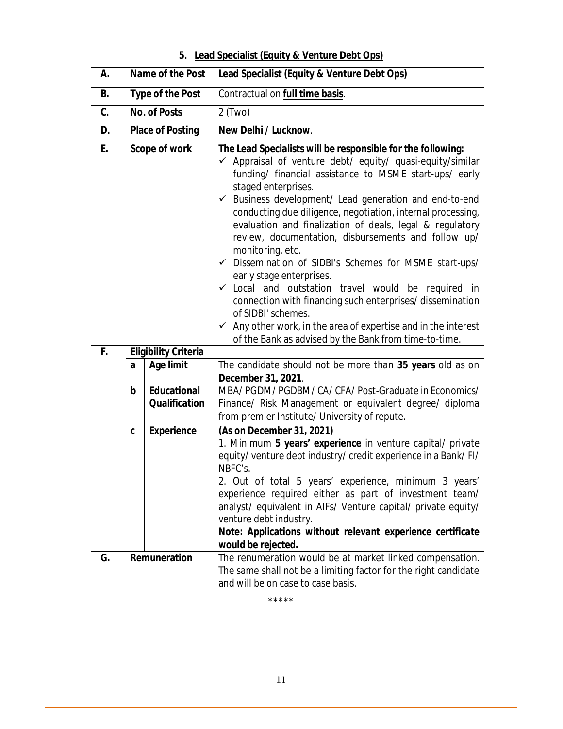## 5. Lead Specialist (Equity & Venture Debt Ops)

| A. | Name of the Post | | Lead Specialist (Equity & Venture Debt Ops) |
|---|---|---|---|
| B. | Type of the Post | | Contractual on **full time basis**. |
| C. | No. of Posts | | 2 (Two) |
| D. | Place of Posting | | **New Delhi / Lucknow**. |
| E. | Scope of work | | **The Lead Specialists will be responsible for the following:**<br>✓ Appraisal of venture debt/ equity/ quasi-equity/similar funding/ financial assistance to MSME start-ups/ early staged enterprises.<br>✓ Business development/ Lead generation and end-to-end conducting due diligence, negotiation, internal processing, evaluation and finalization of deals, legal & regulatory review, documentation, disbursements and follow up/ monitoring, etc.<br>✓ Dissemination of SIDBI's Schemes for MSME start-ups/ early stage enterprises.<br>✓ Local and outstation travel would be required in connection with financing such enterprises/ dissemination of SIDBI' schemes.<br>✓ Any other work, in the area of expertise and in the interest of the Bank as advised by the Bank from time-to-time. |
| F. | Eligibility Criteria | | |
| | a | Age limit | The candidate should not be more than **35 years** old as on **December 31, 2021**. |
| | b | Educational Qualification | MBA/ PGDM/ PGDBM/ CA/ CFA/ Post-Graduate in Economics/ Finance/ Risk Management or equivalent degree/ diploma from premier Institute/ University of repute. |
| | c | Experience | **(As on December 31, 2021)**<br>1. Minimum **5 years' experience** in venture capital/ private equity/ venture debt industry/ credit experience in a Bank/ FI/ NBFC's.<br>2. Out of total 5 years' experience, minimum 3 years' experience required either as part of investment team/ analyst/ equivalent in AIFs/ Venture capital/ private equity/ venture debt industry.<br>**Note: Applications without relevant experience certificate would be rejected.** |
| G. | Remuneration | | The renumeration would be at market linked compensation. The same shall not be a limiting factor for the right candidate and will be on case to case basis. |

*****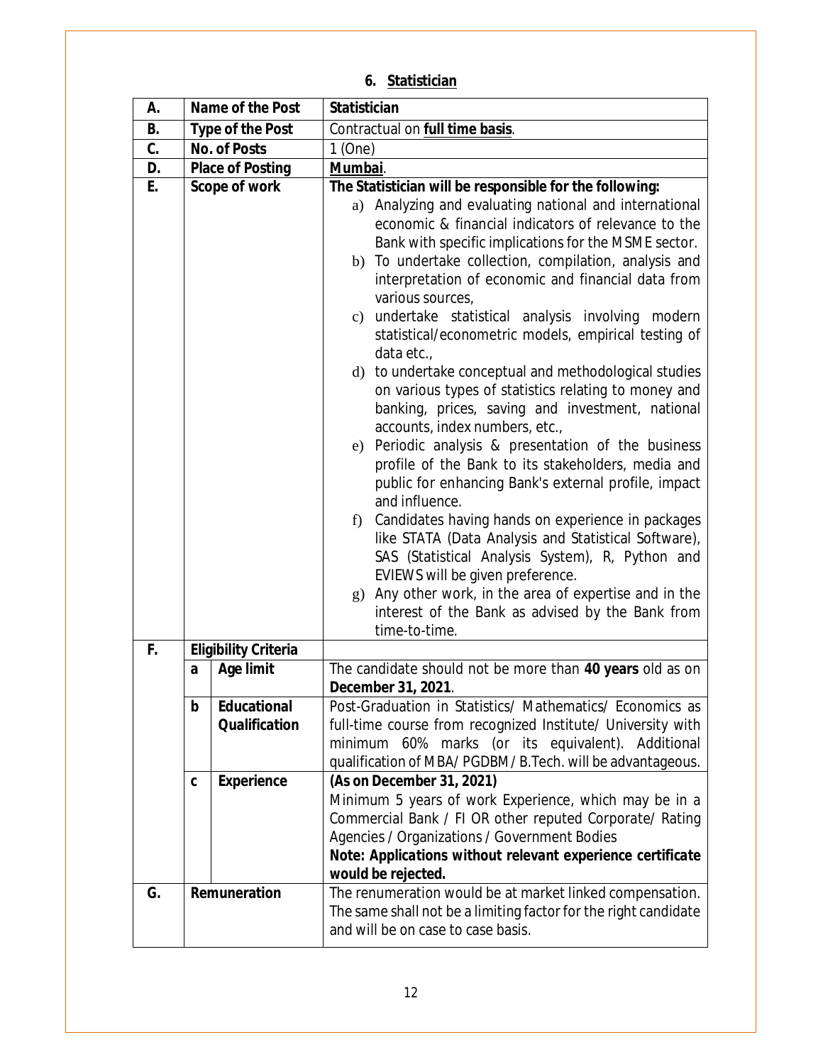## 6. Statistician

| | | | |
|---|---|---|---|
| **A.** | **Name of the Post** | | **Statistician** |
| **B.** | **Type of the Post** | | Contractual on **full time basis**. |
| **C.** | **No. of Posts** | | 1 (One) |
| **D.** | **Place of Posting** | | **Mumbai**. |
| **E.** | **Scope of work** | | **The Statistician will be responsible for the following:**<br>a) Analyzing and evaluating national and international economic & financial indicators of relevance to the Bank with specific implications for the MSME sector.<br>b) To undertake collection, compilation, analysis and interpretation of economic and financial data from various sources,<br>c) undertake statistical analysis involving modern statistical/econometric models, empirical testing of data etc.,<br>d) to undertake conceptual and methodological studies on various types of statistics relating to money and banking, prices, saving and investment, national accounts, index numbers, etc.,<br>e) Periodic analysis & presentation of the business profile of the Bank to its stakeholders, media and public for enhancing Bank's external profile, impact and influence.<br>f) Candidates having hands on experience in packages like STATA (Data Analysis and Statistical Software), SAS (Statistical Analysis System), R, Python and EVIEWS will be given preference.<br>g) Any other work, in the area of expertise and in the interest of the Bank as advised by the Bank from time-to-time. |
| **F.** | **Eligibility Criteria** | | |
| | **a** | **Age limit** | The candidate should not be more than **40 years** old as on **December 31, 2021**. |
| | **b** | **Educational Qualification** | Post-Graduation in Statistics/ Mathematics/ Economics as full-time course from recognized Institute/ University with minimum 60% marks (or its equivalent). Additional qualification of MBA/ PGDBM/ B.Tech. will be advantageous. |
| | **c** | **Experience** | **(As on December 31, 2021)**<br>Minimum 5 years of work Experience, which may be in a Commercial Bank / FI OR other reputed Corporate/ Rating Agencies / Organizations / Government Bodies<br>**Note: Applications without relevant experience certificate would be rejected.** |
| **G.** | **Remuneration** | | The renumeration would be at market linked compensation. The same shall not be a limiting factor for the right candidate and will be on case to case basis. |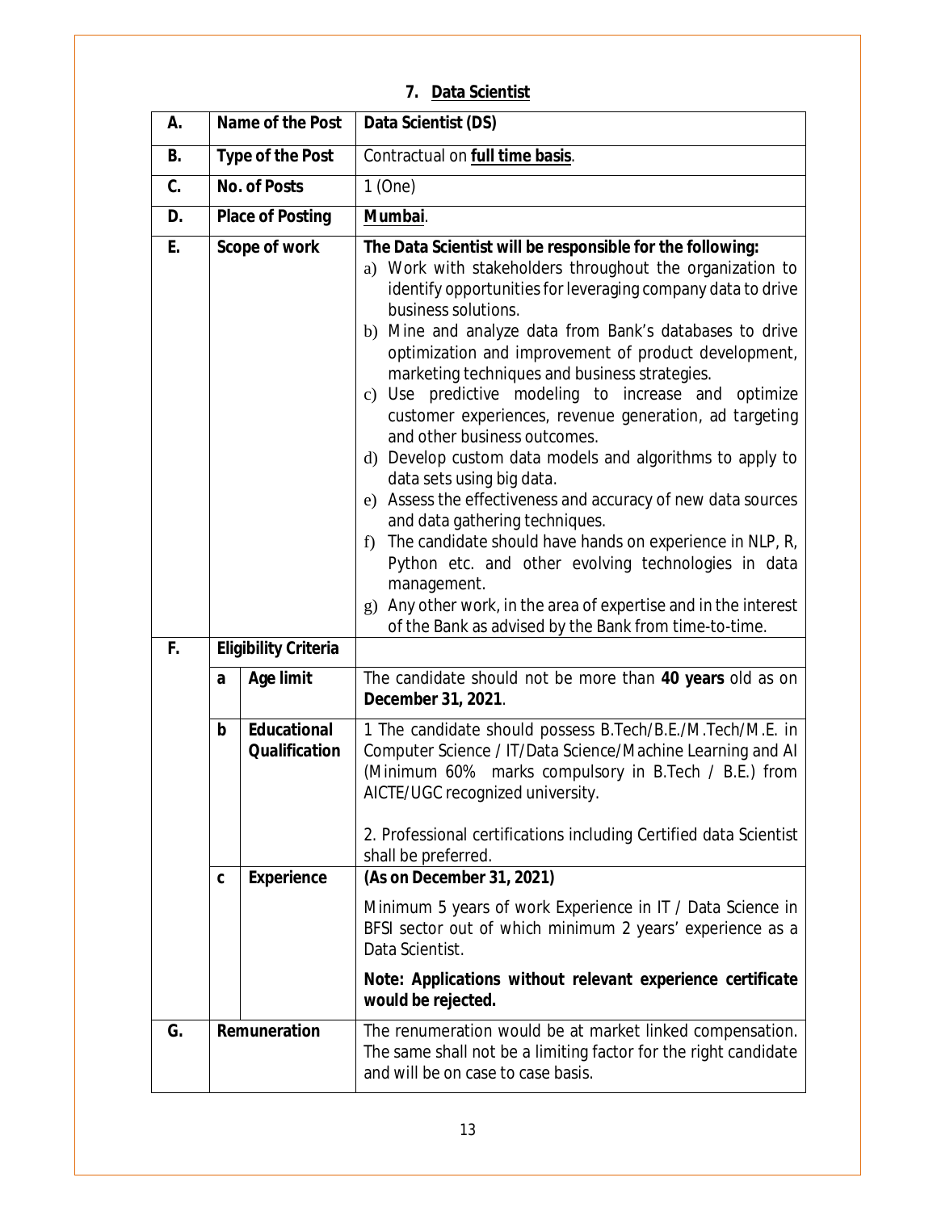## 7. Data Scientist

| | | |
|---|---|---|
| **A.** | **Name of the Post** | **Data Scientist (DS)** |
| **B.** | **Type of the Post** | Contractual on **full time basis**. |
| **C.** | **No. of Posts** | 1 (One) |
| **D.** | **Place of Posting** | **Mumbai**. |
| **E.** | **Scope of work** | **The Data Scientist will be responsible for the following:** a) Work with stakeholders throughout the organization to identify opportunities for leveraging company data to drive business solutions. b) Mine and analyze data from Bank's databases to drive optimization and improvement of product development, marketing techniques and business strategies. c) Use predictive modeling to increase and optimize customer experiences, revenue generation, ad targeting and other business outcomes. d) Develop custom data models and algorithms to apply to data sets using big data. e) Assess the effectiveness and accuracy of new data sources and data gathering techniques. f) The candidate should have hands on experience in NLP, R, Python etc. and other evolving technologies in data management. g) Any other work, in the area of expertise and in the interest of the Bank as advised by the Bank from time-to-time. |
| **F.** | **Eligibility Criteria** | |
| | **a. Age limit** | The candidate should not be more than **40 years** old as on **December 31, 2021**. |
| | **b. Educational Qualification** | 1 The candidate should possess B.Tech/B.E./M.Tech/M.E. in Computer Science / IT/Data Science/Machine Learning and AI (Minimum 60% marks compulsory in B.Tech / B.E.) from AICTE/UGC recognized university. 2. Professional certifications including Certified data Scientist shall be preferred. |
| | **c. Experience** | **(As on December 31, 2021)** Minimum 5 years of work Experience in IT / Data Science in BFSI sector out of which minimum 2 years' experience as a Data Scientist. **Note: Applications without relevant experience certificate would be rejected.** |
| **G.** | **Remuneration** | The renumeration would be at market linked compensation. The same shall not be a limiting factor for the right candidate and will be on case to case basis. |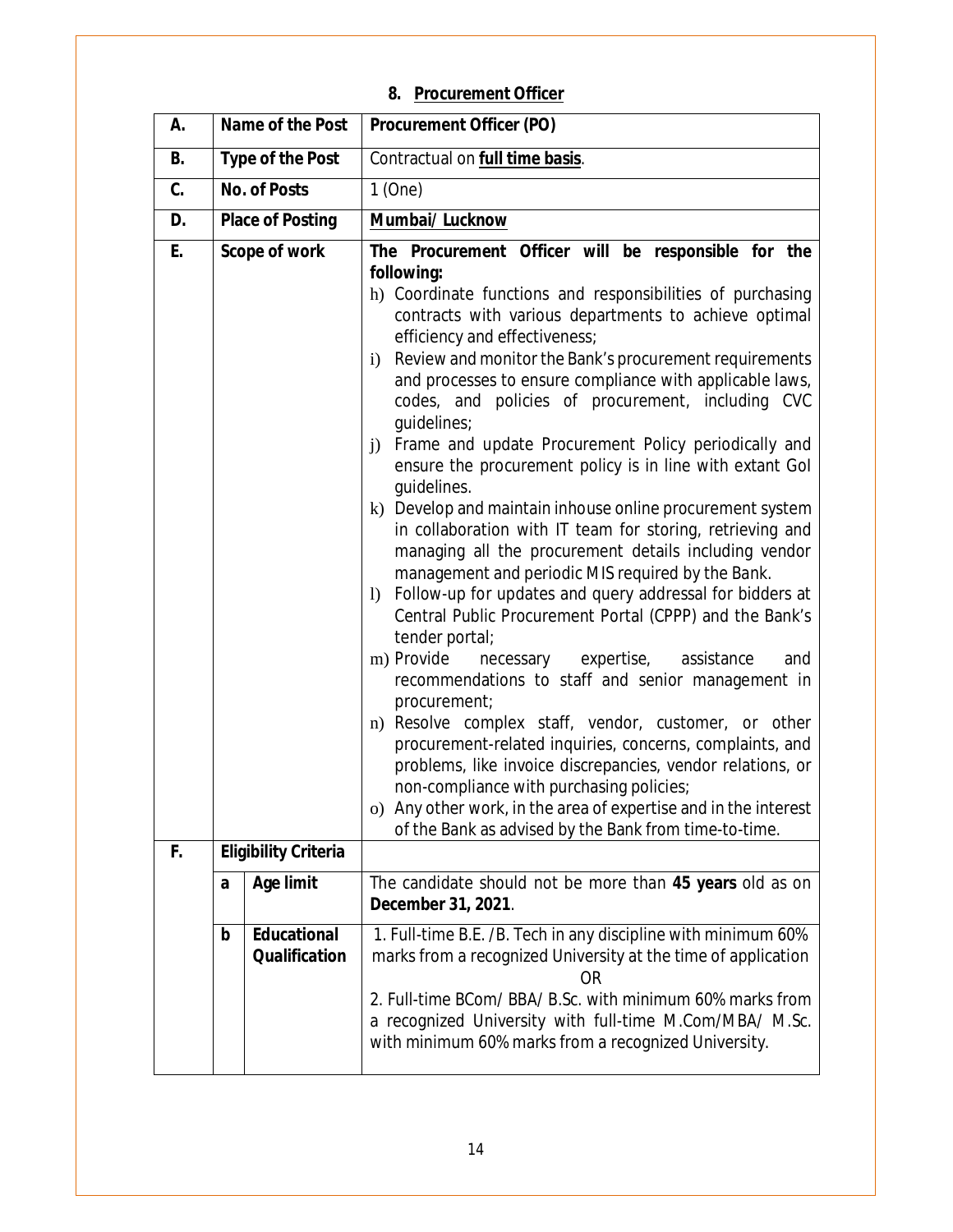## 8. Procurement Officer

| | | | |
|---|---|---|---|
| **A.** | **Name of the Post** | | **Procurement Officer (PO)** |
| **B.** | **Type of the Post** | | Contractual on **full time basis**. |
| **C.** | **No. of Posts** | | 1 (One) |
| **D.** | **Place of Posting** | | **Mumbai/ Lucknow** |
| **E.** | **Scope of work** | | **The Procurement Officer will be responsible for the following:**<br>h) Coordinate functions and responsibilities of purchasing contracts with various departments to achieve optimal efficiency and effectiveness;<br>i) Review and monitor the Bank's procurement requirements and processes to ensure compliance with applicable laws, codes, and policies of procurement, including CVC guidelines;<br>j) Frame and update Procurement Policy periodically and ensure the procurement policy is in line with extant GoI guidelines.<br>k) Develop and maintain inhouse online procurement system in collaboration with IT team for storing, retrieving and managing all the procurement details including vendor management and periodic MIS required by the Bank.<br>l) Follow-up for updates and query addressal for bidders at Central Public Procurement Portal (CPPP) and the Bank's tender portal;<br>m) Provide necessary expertise, assistance and recommendations to staff and senior management in procurement;<br>n) Resolve complex staff, vendor, customer, or other procurement-related inquiries, concerns, complaints, and problems, like invoice discrepancies, vendor relations, or non-compliance with purchasing policies;<br>o) Any other work, in the area of expertise and in the interest of the Bank as advised by the Bank from time-to-time. |
| **F.** | **Eligibility Criteria** | | |
| | **a** | **Age limit** | The candidate should not be more than **45 years** old as on **December 31, 2021**. |
| | **b** | **Educational Qualification** | 1. Full-time B.E. /B. Tech in any discipline with minimum 60% marks from a recognized University at the time of application<br>OR<br>2. Full-time BCom/ BBA/ B.Sc. with minimum 60% marks from a recognized University with full-time M.Com/MBA/ M.Sc. with minimum 60% marks from a recognized University. |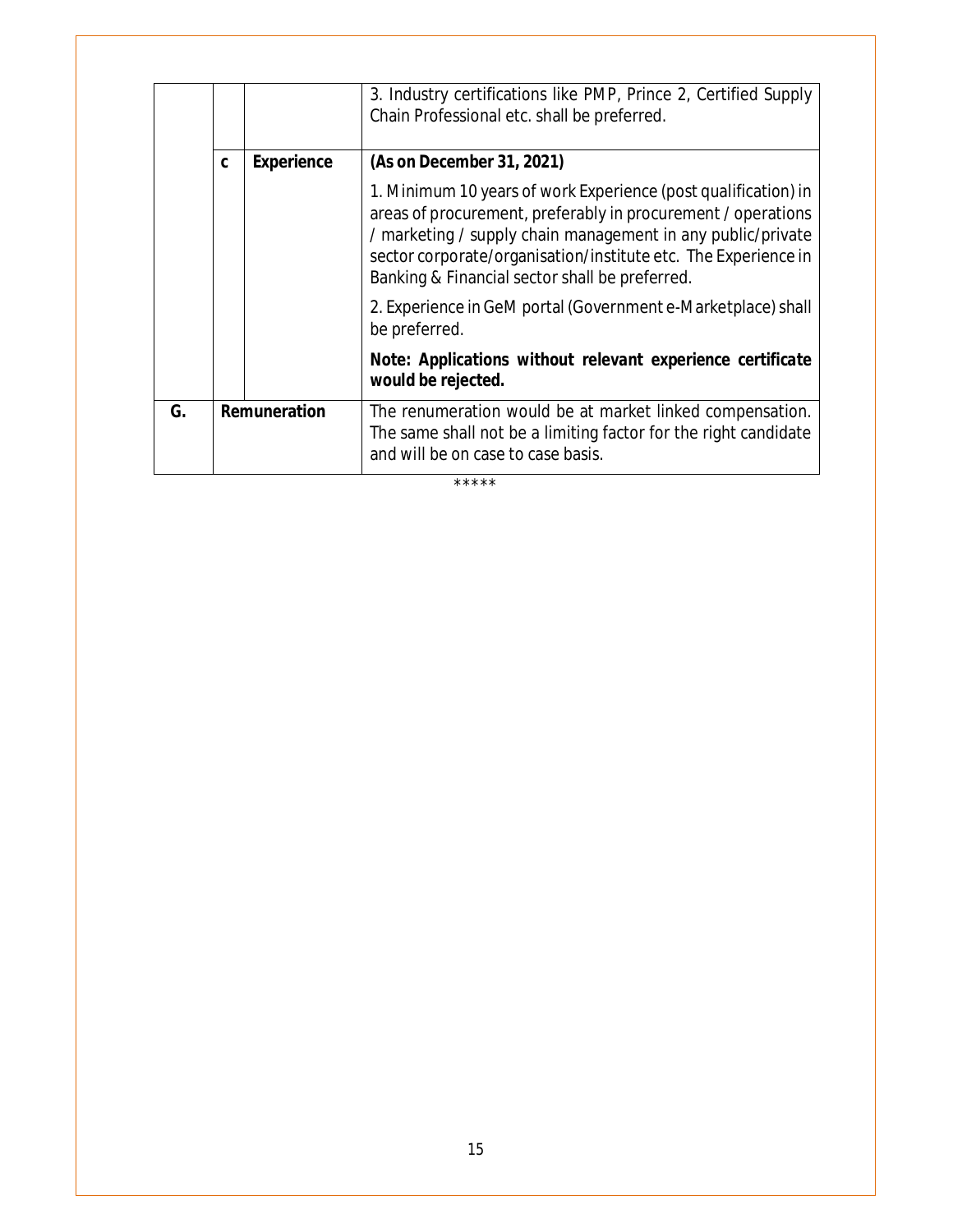| | | | |
|---|---|---|---|
| | | | 3. Industry certifications like PMP, Prince 2, Certified Supply Chain Professional etc. shall be preferred. |
| | c | **Experience** | ***(As on December 31, 2021)*** <br><br> 1. Minimum 10 years of work Experience (post qualification) in areas of procurement, preferably in procurement / operations / marketing / supply chain management in any public/private sector corporate/organisation/institute etc. The Experience in Banking & Financial sector shall be preferred. <br><br> 2. Experience in GeM portal (Government e-Marketplace) shall be preferred. <br><br> **Note: Applications without relevant experience certificate would be rejected.** |
| **G.** | **Remuneration** | | The renumeration would be at market linked compensation. The same shall not be a limiting factor for the right candidate and will be on case to case basis. |

*****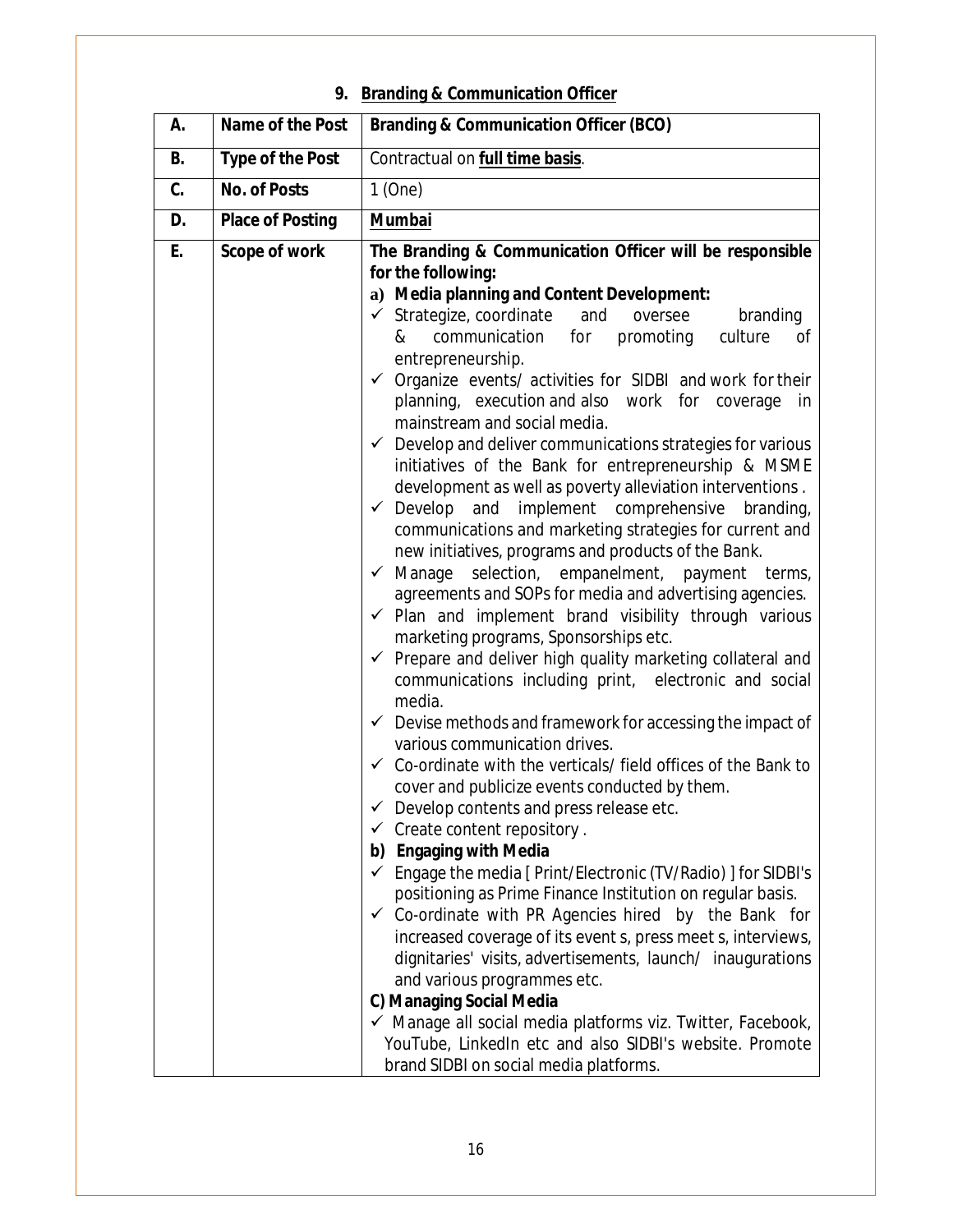## 9. Branding & Communication Officer

| A. | Name of the Post | Branding & Communication Officer (BCO) |
|---|---|---|
| B. | Type of the Post | Contractual on **full time basis**. |
| C. | No. of Posts | 1 (One) |
| D. | Place of Posting | **Mumbai** |
| E. | Scope of work | **The Branding & Communication Officer will be responsible for the following:**<br>**a) Media planning and Content Development:**<br>✓ Strategize, coordinate and oversee branding & communication for promoting culture of entrepreneurship.<br>✓ Organize events/ activities for SIDBI and work for their planning, execution and also work for coverage in mainstream and social media.<br>✓ Develop and deliver communications strategies for various initiatives of the Bank for entrepreneurship & MSME development as well as poverty alleviation interventions .<br>✓ Develop and implement comprehensive branding, communications and marketing strategies for current and new initiatives, programs and products of the Bank.<br>✓ Manage selection, empanelment, payment terms, agreements and SOPs for media and advertising agencies.<br>✓ Plan and implement brand visibility through various marketing programs, Sponsorships etc.<br>✓ Prepare and deliver high quality marketing collateral and communications including print, electronic and social media.<br>✓ Devise methods and framework for accessing the impact of various communication drives.<br>✓ Co-ordinate with the verticals/ field offices of the Bank to cover and publicize events conducted by them.<br>✓ Develop contents and press release etc.<br>✓ Create content repository .<br>**b) Engaging with Media**<br>✓ Engage the media [ Print/Electronic (TV/Radio) ] for SIDBI's positioning as Prime Finance Institution on regular basis.<br>✓ Co-ordinate with PR Agencies hired by the Bank for increased coverage of its event s, press meet s, interviews, dignitaries' visits, advertisements, launch/ inaugurations and various programmes etc.<br>**C) Managing Social Media**<br>✓ Manage all social media platforms viz. Twitter, Facebook, YouTube, LinkedIn etc and also SIDBI's website. Promote brand SIDBI on social media platforms. |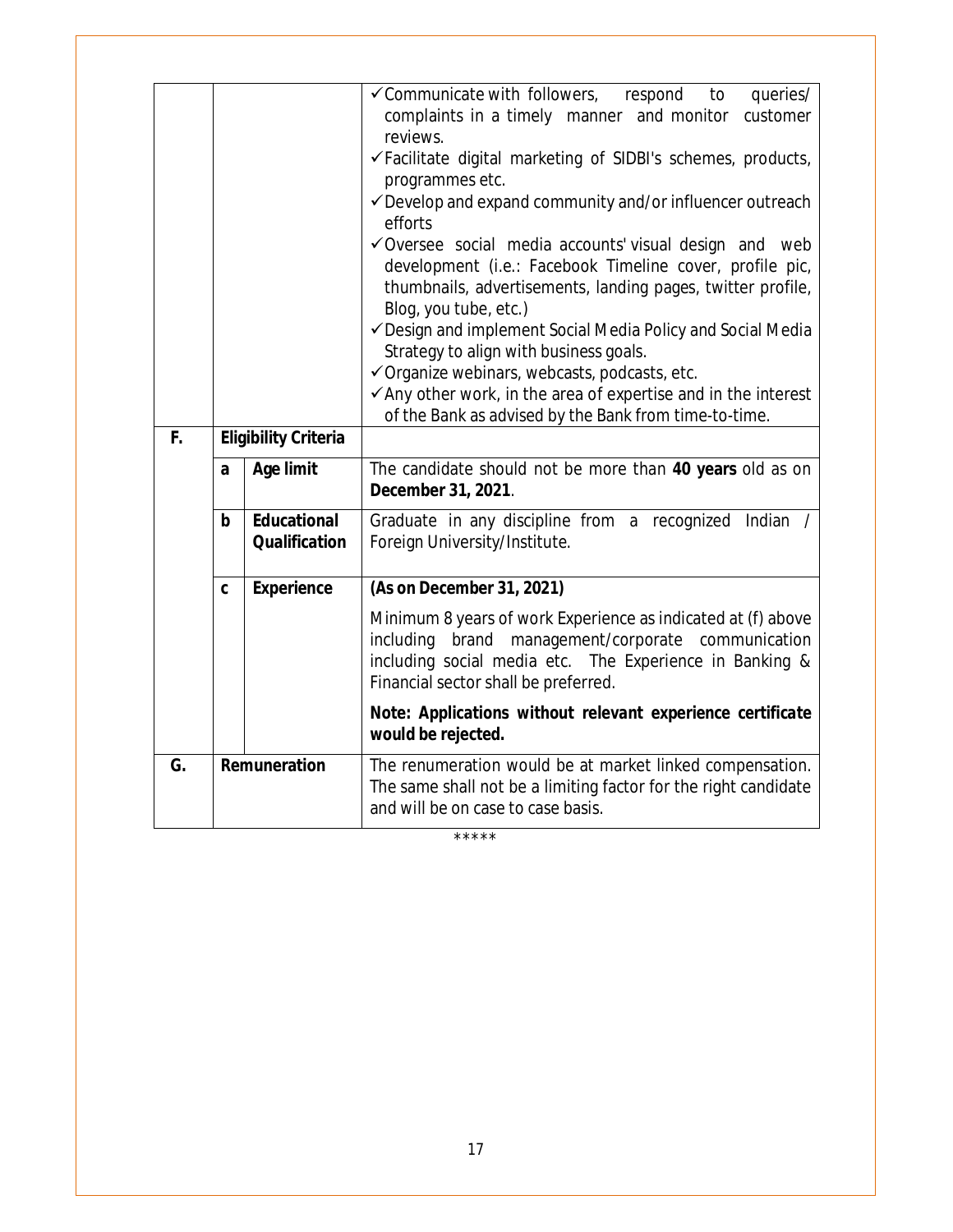| | | | |
|---|---|---|---|
| | | | ✓ Communicate with followers, respond to queries/ complaints in a timely manner and monitor customer reviews.<br>✓ Facilitate digital marketing of SIDBI's schemes, products, programmes etc.<br>✓ Develop and expand community and/or influencer outreach efforts<br>✓ Oversee social media accounts' visual design and web development (i.e.: Facebook Timeline cover, profile pic, thumbnails, advertisements, landing pages, twitter profile, Blog, you tube, etc.)<br>✓ Design and implement Social Media Policy and Social Media Strategy to align with business goals.<br>✓ Organize webinars, webcasts, podcasts, etc.<br>✓ Any other work, in the area of expertise and in the interest of the Bank as advised by the Bank from time-to-time. |
| **F.** | **Eligibility Criteria** | | |
| | **a** | **Age limit** | The candidate should not be more than **40 years** old as on **December 31, 2021**. |
| | **b** | **Educational Qualification** | Graduate in any discipline from a recognized Indian / Foreign University/Institute. |
| | **c** | **Experience** | **(As on December 31, 2021)**<br>Minimum 8 years of work Experience as indicated at (f) above including brand management/corporate communication including social media etc. The Experience in Banking & Financial sector shall be preferred.<br>**Note: Applications without relevant experience certificate would be rejected.** |
| **G.** | **Remuneration** | | The renumeration would be at market linked compensation. The same shall not be a limiting factor for the right candidate and will be on case to case basis. |

*****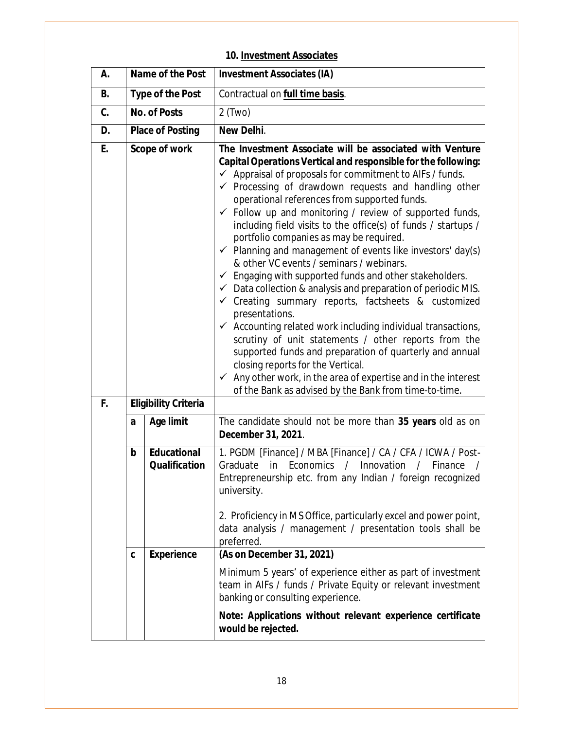## 10. Investment Associates

| | | | |
|---|---|---|---|
| **A.** | **Name of the Post** | | **Investment Associates (IA)** |
| **B.** | **Type of the Post** | | Contractual on **full time basis**. |
| **C.** | **No. of Posts** | | 2 (Two) |
| **D.** | **Place of Posting** | | **New Delhi**. |
| **E.** | **Scope of work** | | **The Investment Associate will be associated with Venture Capital Operations Vertical and responsible for the following:**<br>✓ Appraisal of proposals for commitment to AIFs / funds.<br>✓ Processing of drawdown requests and handling other operational references from supported funds.<br>✓ Follow up and monitoring / review of supported funds, including field visits to the office(s) of funds / startups / portfolio companies as may be required.<br>✓ Planning and management of events like investors' day(s) & other VC events / seminars / webinars.<br>✓ Engaging with supported funds and other stakeholders.<br>✓ Data collection & analysis and preparation of periodic MIS.<br>✓ Creating summary reports, factsheets & customized presentations.<br>✓ Accounting related work including individual transactions, scrutiny of unit statements / other reports from the supported funds and preparation of quarterly and annual closing reports for the Vertical.<br>✓ Any other work, in the area of expertise and in the interest of the Bank as advised by the Bank from time-to-time. |
| **F.** | **Eligibility Criteria** | | |
| | **a** | **Age limit** | The candidate should not be more than **35 years** old as on **December 31, 2021**. |
| | **b** | **Educational Qualification** | 1. PGDM [Finance] / MBA [Finance] / CA / CFA / ICWA / Post-Graduate in Economics / Innovation / Finance / Entrepreneurship etc. from any Indian / foreign recognized university.<br><br>2. Proficiency in MS Office, particularly excel and power point, data analysis / management / presentation tools shall be preferred. |
| | **c** | **Experience** | **(As on December 31, 2021)**<br><br>Minimum 5 years' of experience either as part of investment team in AIFs / funds / Private Equity or relevant investment banking or consulting experience.<br><br>**Note: Applications without relevant experience certificate would be rejected.** |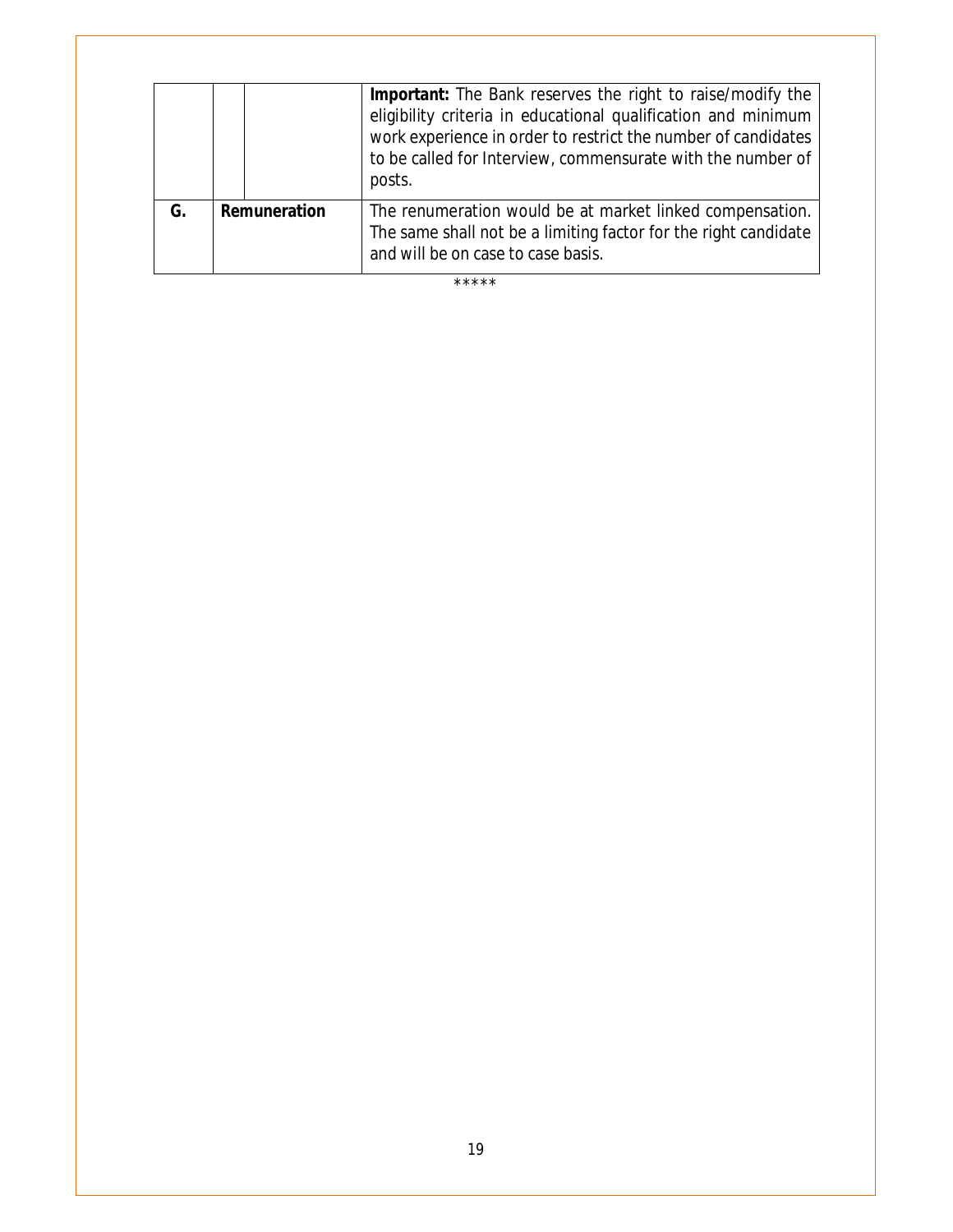| | | | |
|---|---|---|---|
| | | | **Important:** The Bank reserves the right to raise/modify the eligibility criteria in educational qualification and minimum work experience in order to restrict the number of candidates to be called for Interview, commensurate with the number of posts. |
| **G.** | **Remuneration** | | The renumeration would be at market linked compensation. The same shall not be a limiting factor for the right candidate and will be on case to case basis. |

*****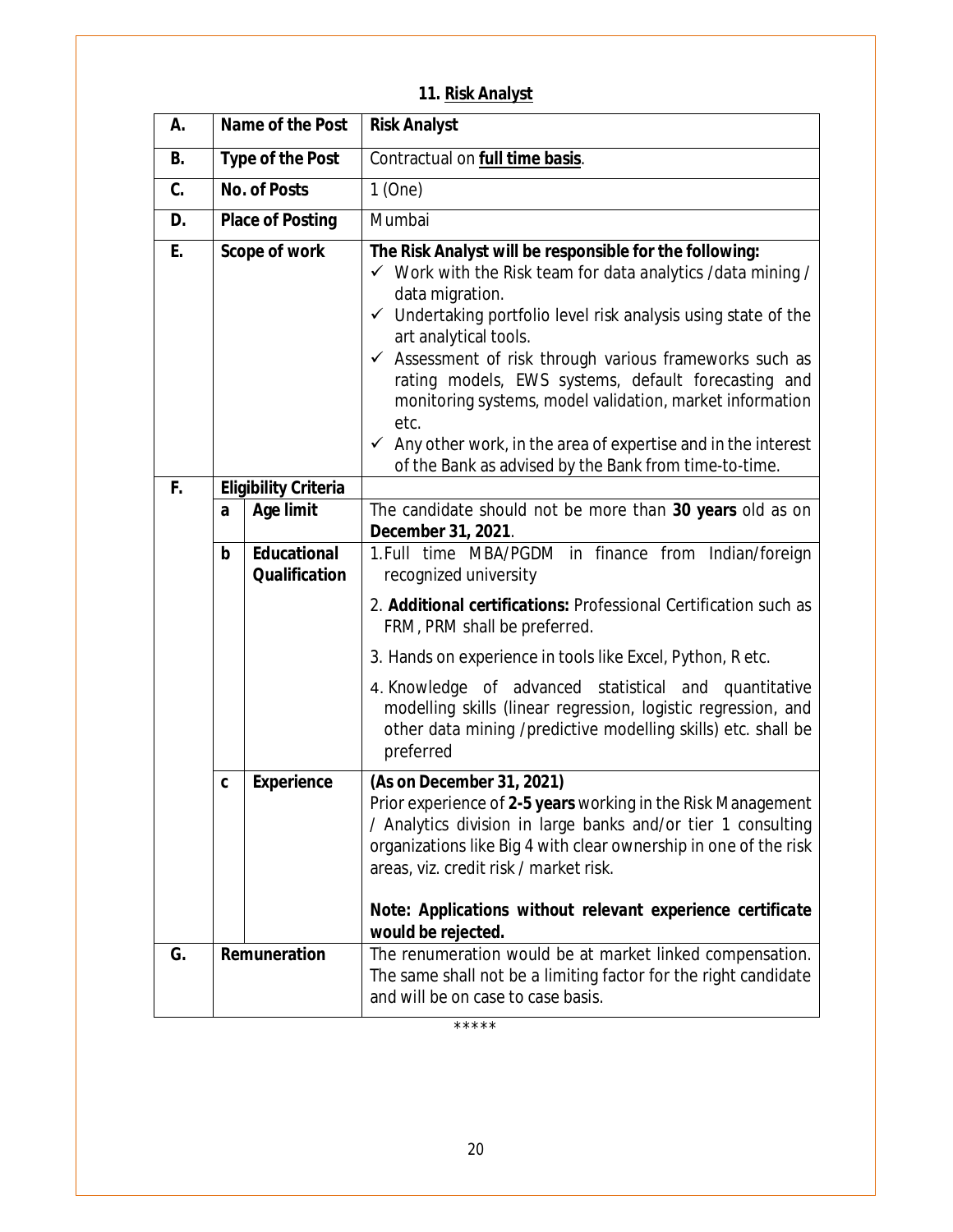## 11. Risk Analyst

| | | | |
|---|---|---|---|
| **A.** | **Name of the Post** | | **Risk Analyst** |
| **B.** | **Type of the Post** | | Contractual on **full time basis**. |
| **C.** | **No. of Posts** | | 1 (One) |
| **D.** | **Place of Posting** | | Mumbai |
| **E.** | **Scope of work** | | **The Risk Analyst will be responsible for the following:**<br>✓ Work with the Risk team for data analytics /data mining / data migration.<br>✓ Undertaking portfolio level risk analysis using state of the art analytical tools.<br>✓ Assessment of risk through various frameworks such as rating models, EWS systems, default forecasting and monitoring systems, model validation, market information etc.<br>✓ Any other work, in the area of expertise and in the interest of the Bank as advised by the Bank from time-to-time. |
| **F.** | **Eligibility Criteria** | | |
| | **a** | **Age limit** | The candidate should not be more than **30 years** old as on **December 31, 2021**. |
| | **b** | **Educational Qualification** | 1. Full time MBA/PGDM in finance from Indian/foreign recognized university<br>2. **Additional certifications:** Professional Certification such as FRM, PRM shall be preferred.<br>3. Hands on experience in tools like Excel, Python, R etc.<br>4. Knowledge of advanced statistical and quantitative modelling skills (linear regression, logistic regression, and other data mining /predictive modelling skills) etc. shall be preferred |
| | **c** | **Experience** | **(As on December 31, 2021)**<br>Prior experience of **2-5 years** working in the Risk Management / Analytics division in large banks and/or tier 1 consulting organizations like Big 4 with clear ownership in one of the risk areas, viz. credit risk / market risk.<br><br>**Note: Applications without relevant experience certificate would be rejected.** |
| **G.** | **Remuneration** | | The renumeration would be at market linked compensation. The same shall not be a limiting factor for the right candidate and will be on case to case basis. |

*****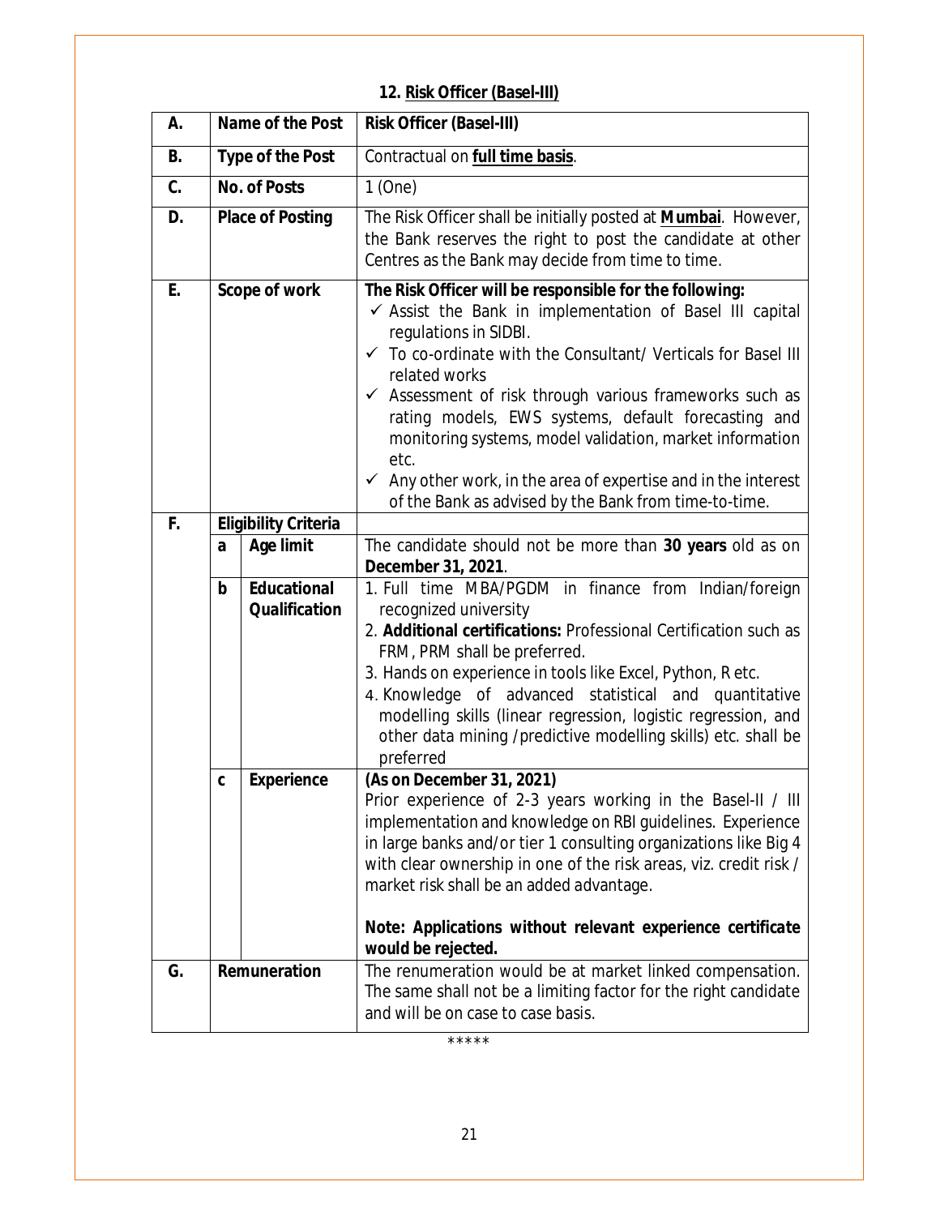## 12. Risk Officer (Basel-III)

| | | | |
|---|---|---|---|
| A. | Name of the Post | | **Risk Officer (Basel-III)** |
| B. | Type of the Post | | Contractual on **full time basis**. |
| C. | No. of Posts | | 1 (One) |
| D. | Place of Posting | | The Risk Officer shall be initially posted at **Mumbai**. However, the Bank reserves the right to post the candidate at other Centres as the Bank may decide from time to time. |
| E. | Scope of work | | **The Risk Officer will be responsible for the following:**<br>✓ Assist the Bank in implementation of Basel III capital regulations in SIDBI.<br>✓ To co-ordinate with the Consultant/ Verticals for Basel III related works<br>✓ Assessment of risk through various frameworks such as rating models, EWS systems, default forecasting and monitoring systems, model validation, market information etc.<br>✓ Any other work, in the area of expertise and in the interest of the Bank as advised by the Bank from time-to-time. |
| F. | Eligibility Criteria | | |
| | a | Age limit | The candidate should not be more than **30 years** old as on **December 31, 2021**. |
| | b | Educational Qualification | 1. Full time MBA/PGDM in finance from Indian/foreign recognized university<br>2. **Additional certifications:** Professional Certification such as FRM, PRM shall be preferred.<br>3. Hands on experience in tools like Excel, Python, R etc.<br>4. Knowledge of advanced statistical and quantitative modelling skills (linear regression, logistic regression, and other data mining /predictive modelling skills) etc. shall be preferred |
| | c | Experience | **(As on December 31, 2021)**<br>Prior experience of 2-3 years working in the Basel-II / III implementation and knowledge on RBI guidelines. Experience in large banks and/or tier 1 consulting organizations like Big 4 with clear ownership in one of the risk areas, viz. credit risk / market risk shall be an added advantage.<br><br>***Note: Applications without relevant experience certificate would be rejected.*** |
| G. | Remuneration | | The renumeration would be at market linked compensation. The same shall not be a limiting factor for the right candidate and will be on case to case basis. |

*****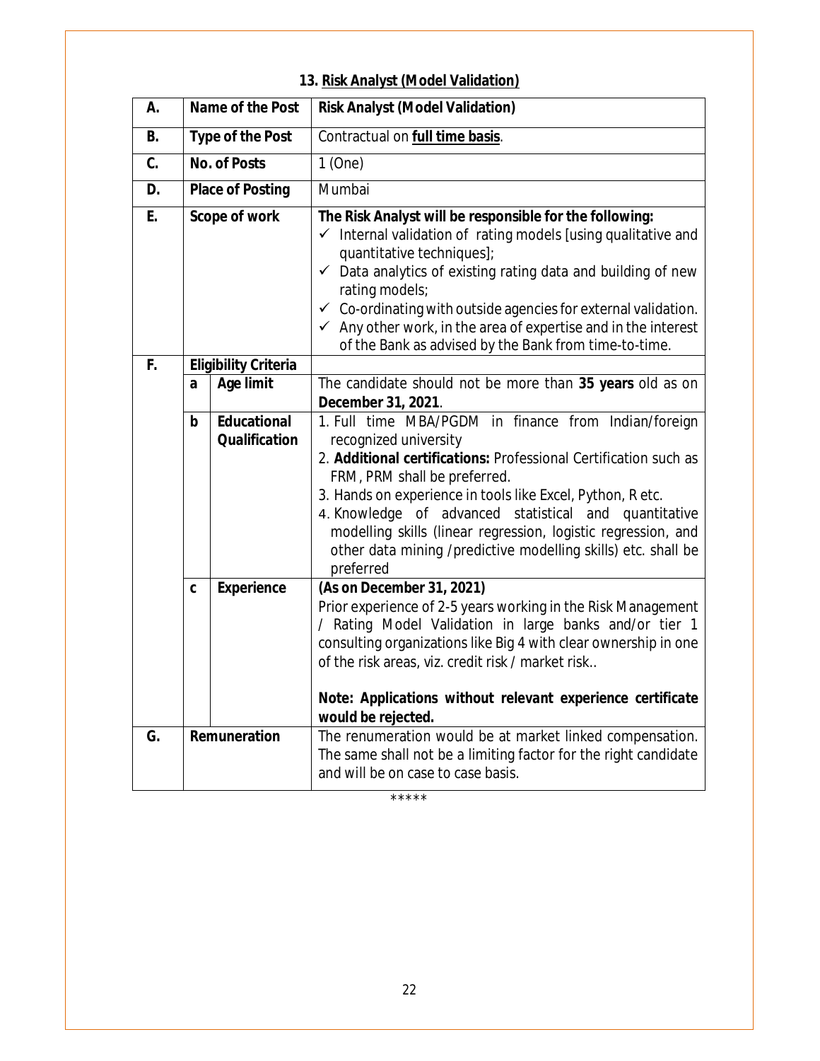## 13. Risk Analyst (Model Validation)

| | | | |
|---|---|---|---|
| **A.** | **Name of the Post** | | **Risk Analyst (Model Validation)** |
| **B.** | **Type of the Post** | | Contractual on **full time basis**. |
| **C.** | **No. of Posts** | | 1 (One) |
| **D.** | **Place of Posting** | | Mumbai |
| **E.** | **Scope of work** | | **The Risk Analyst will be responsible for the following:**<br>✓ Internal validation of rating models [using qualitative and quantitative techniques];<br>✓ Data analytics of existing rating data and building of new rating models;<br>✓ Co-ordinating with outside agencies for external validation.<br>✓ Any other work, in the area of expertise and in the interest of the Bank as advised by the Bank from time-to-time. |
| **F.** | **Eligibility Criteria** | | |
| | **a** | **Age limit** | The candidate should not be more than **35 years** old as on **December 31, 2021**. |
| | **b** | **Educational Qualification** | 1. Full time MBA/PGDM in finance from Indian/foreign recognized university<br>2. **Additional certifications:** Professional Certification such as FRM, PRM shall be preferred.<br>3. Hands on experience in tools like Excel, Python, R etc.<br>4. Knowledge of advanced statistical and quantitative modelling skills (linear regression, logistic regression, and other data mining /predictive modelling skills) etc. shall be preferred |
| | **c** | **Experience** | **(As on December 31, 2021)**<br>Prior experience of 2-5 years working in the Risk Management / Rating Model Validation in large banks and/or tier 1 consulting organizations like Big 4 with clear ownership in one of the risk areas, viz. credit risk / market risk..<br><br>**Note: Applications without relevant experience certificate would be rejected.** |
| **G.** | **Remuneration** | | The renumeration would be at market linked compensation. The same shall not be a limiting factor for the right candidate and will be on case to case basis. |

*****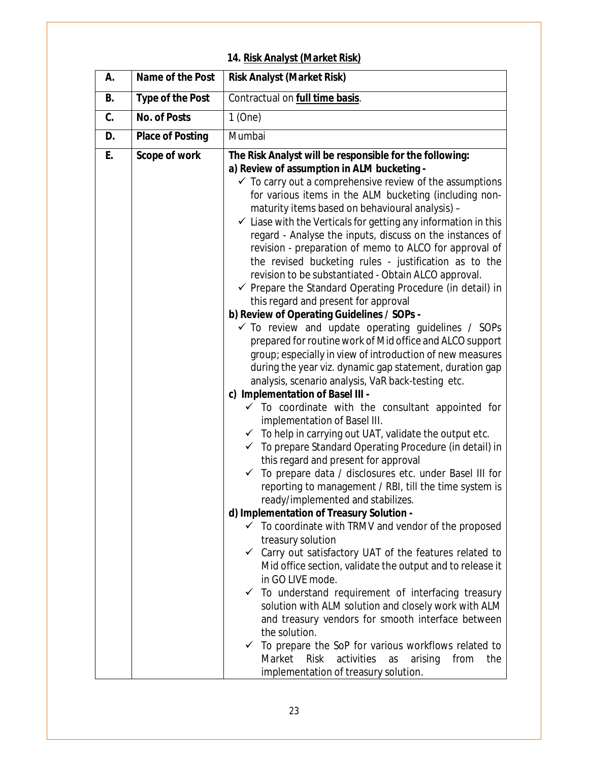### 14. Risk Analyst (Market Risk)

| A. | Name of the Post | Risk Analyst (Market Risk) |
|---|---|---|
| B. | Type of the Post | Contractual on **full time basis**. |
| C. | No. of Posts | 1 (One) |
| D. | Place of Posting | Mumbai |
| E. | Scope of work | **The Risk Analyst will be responsible for the following:**<br>**a) Review of assumption in ALM bucketing -**<br>✓ To carry out a comprehensive review of the assumptions for various items in the ALM bucketing (including non-maturity items based on behavioural analysis) –<br>✓ Liase with the Verticals for getting any information in this regard - Analyse the inputs, discuss on the instances of revision - preparation of memo to ALCO for approval of the revised bucketing rules - justification as to the revision to be substantiated - Obtain ALCO approval.<br>✓ Prepare the Standard Operating Procedure (in detail) in this regard and present for approval<br>**b) Review of Operating Guidelines / SOPs -**<br>✓ To review and update operating guidelines / SOPs prepared for routine work of Mid office and ALCO support group; especially in view of introduction of new measures during the year viz. dynamic gap statement, duration gap analysis, scenario analysis, VaR back-testing etc.<br>**c) Implementation of Basel III -**<br>✓ To coordinate with the consultant appointed for implementation of Basel III.<br>✓ To help in carrying out UAT, validate the output etc.<br>✓ To prepare Standard Operating Procedure (in detail) in this regard and present for approval<br>✓ To prepare data / disclosures etc. under Basel III for reporting to management / RBI, till the time system is ready/implemented and stabilizes.<br>**d) Implementation of Treasury Solution -**<br>✓ To coordinate with TRMV and vendor of the proposed treasury solution<br>✓ Carry out satisfactory UAT of the features related to Mid office section, validate the output and to release it in GO LIVE mode.<br>✓ To understand requirement of interfacing treasury solution with ALM solution and closely work with ALM and treasury vendors for smooth interface between the solution.<br>✓ To prepare the SoP for various workflows related to Market Risk activities as arising from the implementation of treasury solution. |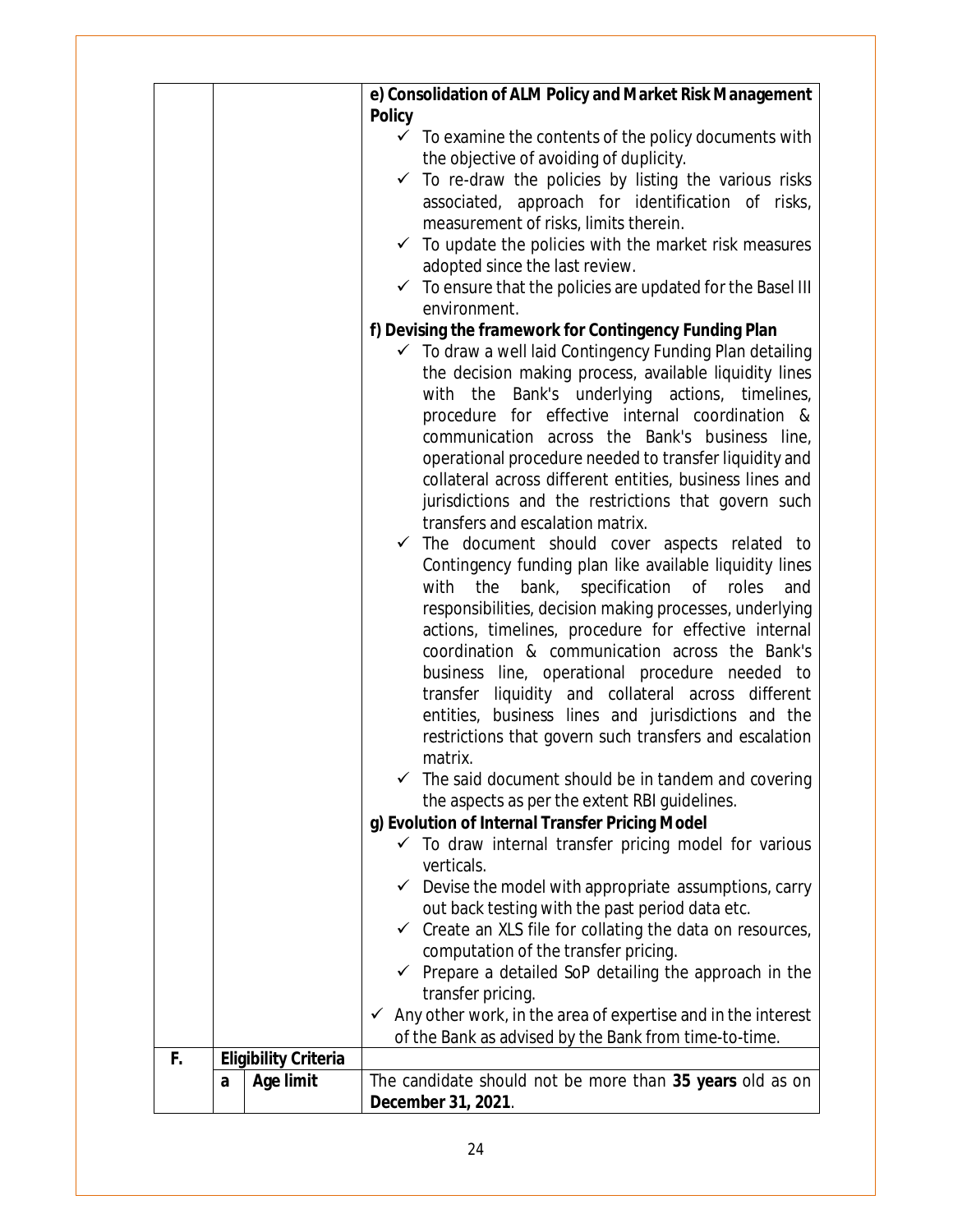| | | | |
|---|---|---|---|
| | | | **e) Consolidation of ALM Policy and Market Risk Management Policy**<br>✓ To examine the contents of the policy documents with the objective of avoiding of duplicity.<br>✓ To re-draw the policies by listing the various risks associated, approach for identification of risks, measurement of risks, limits therein.<br>✓ To update the policies with the market risk measures adopted since the last review.<br>✓ To ensure that the policies are updated for the Basel III environment.<br>**f) Devising the framework for Contingency Funding Plan**<br>✓ To draw a well laid Contingency Funding Plan detailing the decision making process, available liquidity lines with the Bank's underlying actions, timelines, procedure for effective internal coordination & communication across the Bank's business line, operational procedure needed to transfer liquidity and collateral across different entities, business lines and jurisdictions and the restrictions that govern such transfers and escalation matrix.<br>✓ The document should cover aspects related to Contingency funding plan like available liquidity lines with the bank, specification of roles and responsibilities, decision making processes, underlying actions, timelines, procedure for effective internal coordination & communication across the Bank's business line, operational procedure needed to transfer liquidity and collateral across different entities, business lines and jurisdictions and the restrictions that govern such transfers and escalation matrix.<br>✓ The said document should be in tandem and covering the aspects as per the extent RBI guidelines.<br>**g) Evolution of Internal Transfer Pricing Model**<br>✓ To draw internal transfer pricing model for various verticals.<br>✓ Devise the model with appropriate assumptions, carry out back testing with the past period data etc.<br>✓ Create an XLS file for collating the data on resources, computation of the transfer pricing.<br>✓ Prepare a detailed SoP detailing the approach in the transfer pricing.<br>✓ Any other work, in the area of expertise and in the interest of the Bank as advised by the Bank from time-to-time. |
| **F.** | **Eligibility Criteria** | | |
| | a | **Age limit** | The candidate should not be more than **35 years** old as on **December 31, 2021**. |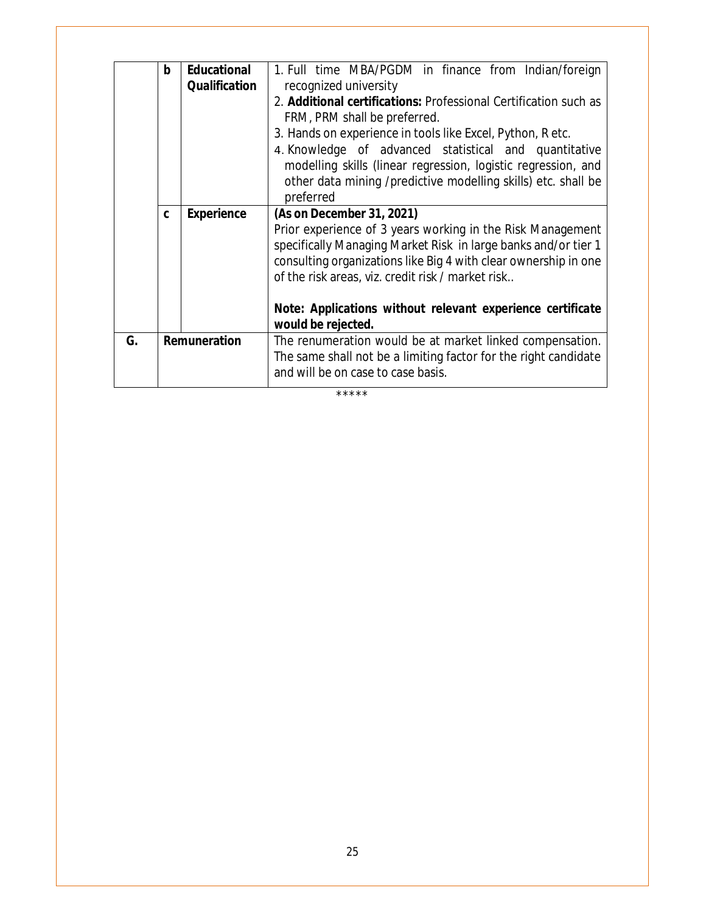| | | | |
|---|---|---|---|
| | b | **Educational Qualification** | 1. Full time MBA/PGDM in finance from Indian/foreign recognized university<br>2. **Additional certifications:** Professional Certification such as FRM, PRM shall be preferred.<br>3. Hands on experience in tools like Excel, Python, R etc.<br>4. Knowledge of advanced statistical and quantitative modelling skills (linear regression, logistic regression, and other data mining /predictive modelling skills) etc. shall be preferred |
| | c | **Experience** | ***(As on December 31, 2021)***<br>Prior experience of 3 years working in the Risk Management specifically Managing Market Risk in large banks and/or tier 1 consulting organizations like Big 4 with clear ownership in one of the risk areas, viz. credit risk / market risk..<br><br>***Note: Applications without relevant experience certificate would be rejected.*** |
| **G.** | **Remuneration** | | The renumeration would be at market linked compensation. The same shall not be a limiting factor for the right candidate and will be on case to case basis. |

*****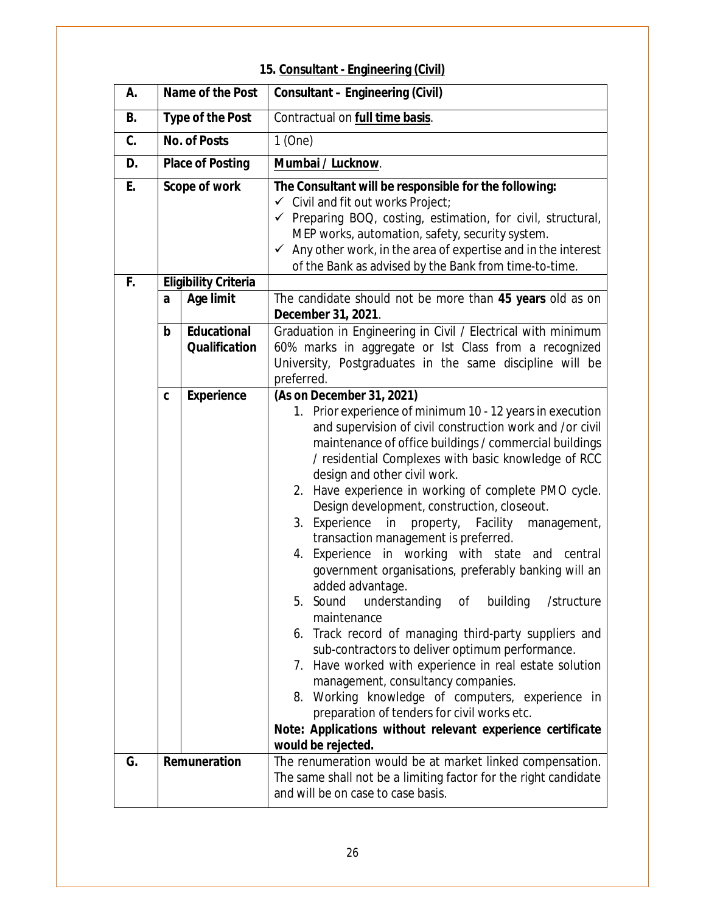## 15. Consultant - Engineering (Civil)

| | | | |
|---|---|---|---|
| **A.** | **Name of the Post** | | **Consultant – Engineering (Civil)** |
| **B.** | **Type of the Post** | | Contractual on **full time basis**. |
| **C.** | **No. of Posts** | | 1 (One) |
| **D.** | **Place of Posting** | | **Mumbai / Lucknow**. |
| **E.** | **Scope of work** | | **The Consultant will be responsible for the following:**<br>✓ Civil and fit out works Project;<br>✓ Preparing BOQ, costing, estimation, for civil, structural, MEP works, automation, safety, security system.<br>✓ Any other work, in the area of expertise and in the interest of the Bank as advised by the Bank from time-to-time. |
| **F.** | **Eligibility Criteria** | | |
| | **a** | **Age limit** | The candidate should not be more than **45 years** old as on **December 31, 2021**. |
| | **b** | **Educational Qualification** | Graduation in Engineering in Civil / Electrical with minimum 60% marks in aggregate or Ist Class from a recognized University, Postgraduates in the same discipline will be preferred. |
| | **c** | **Experience** | **(As on December 31, 2021)**<br>1. Prior experience of minimum 10 - 12 years in execution and supervision of civil construction work and /or civil maintenance of office buildings / commercial buildings / residential Complexes with basic knowledge of RCC design and other civil work.<br>2. Have experience in working of complete PMO cycle. Design development, construction, closeout.<br>3. Experience in property, Facility management, transaction management is preferred.<br>4. Experience in working with state and central government organisations, preferably banking will an added advantage.<br>5. Sound understanding of building /structure maintenance<br>6. Track record of managing third-party suppliers and sub-contractors to deliver optimum performance.<br>7. Have worked with experience in real estate solution management, consultancy companies.<br>8. Working knowledge of computers, experience in preparation of tenders for civil works etc.<br>**Note: Applications without relevant experience certificate would be rejected.** |
| **G.** | **Remuneration** | | The renumeration would be at market linked compensation. The same shall not be a limiting factor for the right candidate and will be on case to case basis. |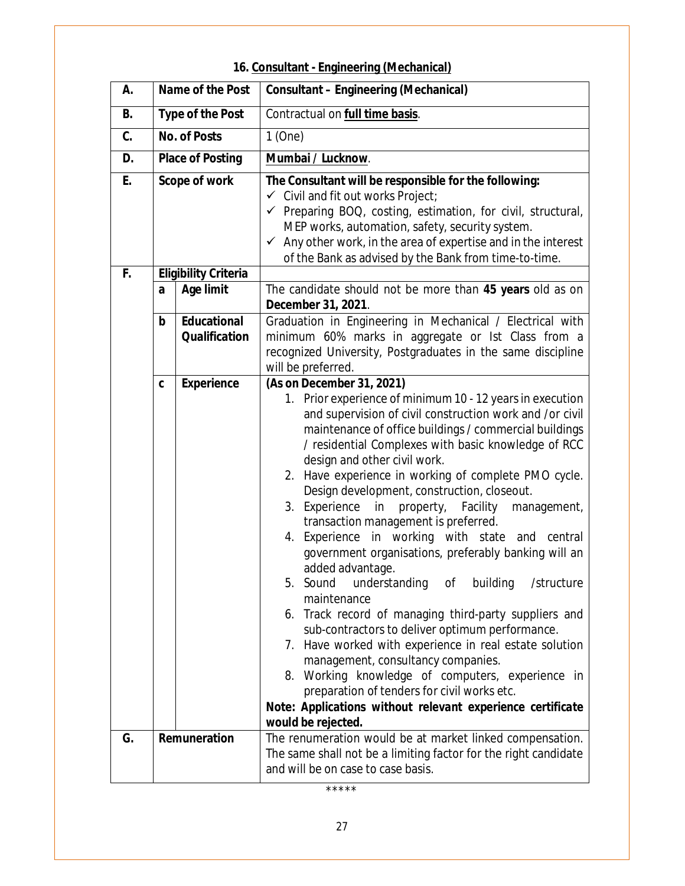## 16. Consultant - Engineering (Mechanical)

| | | | |
|---|---|---|---|
| **A.** | **Name of the Post** | | **Consultant – Engineering (Mechanical)** |
| **B.** | **Type of the Post** | | Contractual on **full time basis**. |
| **C.** | **No. of Posts** | | 1 (One) |
| **D.** | **Place of Posting** | | **Mumbai / Lucknow**. |
| **E.** | **Scope of work** | | **The Consultant will be responsible for the following:**<br>✓ Civil and fit out works Project;<br>✓ Preparing BOQ, costing, estimation, for civil, structural, MEP works, automation, safety, security system.<br>✓ Any other work, in the area of expertise and in the interest of the Bank as advised by the Bank from time-to-time. |
| **F.** | **Eligibility Criteria** | | |
| | **a** | **Age limit** | The candidate should not be more than **45 years** old as on **December 31, 2021**. |
| | **b** | **Educational Qualification** | Graduation in Engineering in Mechanical / Electrical with minimum 60% marks in aggregate or Ist Class from a recognized University, Postgraduates in the same discipline will be preferred. |
| | **c** | **Experience** | **(As on December 31, 2021)**<br>1. Prior experience of minimum 10 - 12 years in execution and supervision of civil construction work and /or civil maintenance of office buildings / commercial buildings / residential Complexes with basic knowledge of RCC design and other civil work.<br>2. Have experience in working of complete PMO cycle. Design development, construction, closeout.<br>3. Experience in property, Facility management, transaction management is preferred.<br>4. Experience in working with state and central government organisations, preferably banking will an added advantage.<br>5. Sound understanding of building /structure maintenance<br>6. Track record of managing third-party suppliers and sub-contractors to deliver optimum performance.<br>7. Have worked with experience in real estate solution management, consultancy companies.<br>8. Working knowledge of computers, experience in preparation of tenders for civil works etc.<br>**Note: Applications without relevant experience certificate would be rejected.** |
| **G.** | **Remuneration** | | The renumeration would be at market linked compensation. The same shall not be a limiting factor for the right candidate and will be on case to case basis. |

*****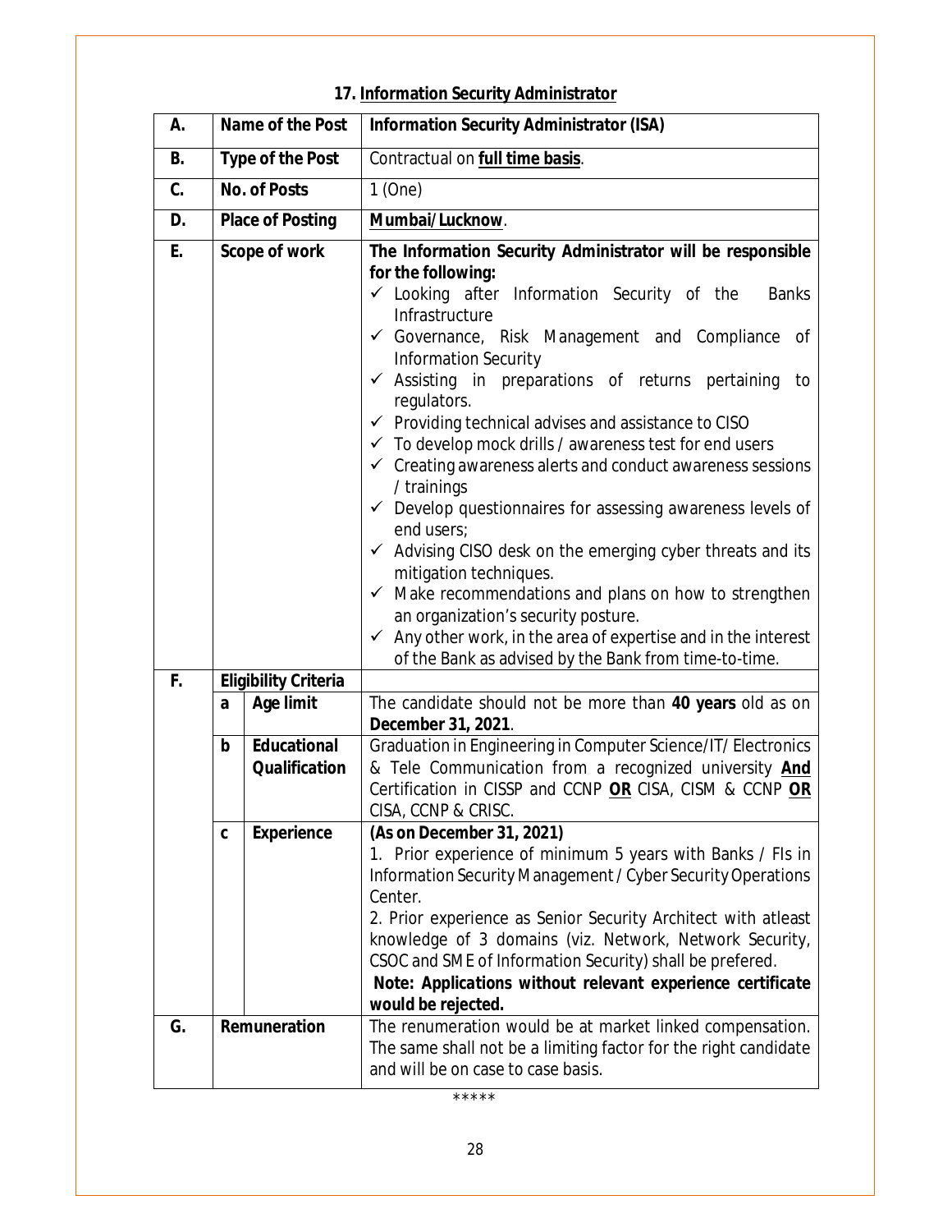## 17. Information Security Administrator

| | | | |
|---|---|---|---|
| **A.** | **Name of the Post** | | **Information Security Administrator (ISA)** |
| **B.** | **Type of the Post** | | Contractual on **full time basis**. |
| **C.** | **No. of Posts** | | 1 (One) |
| **D.** | **Place of Posting** | | **Mumbai/Lucknow**. |
| **E.** | **Scope of work** | | **The Information Security Administrator will be responsible for the following:**<br>✓ Looking after Information Security of the Banks Infrastructure<br>✓ Governance, Risk Management and Compliance of Information Security<br>✓ Assisting in preparations of returns pertaining to regulators.<br>✓ Providing technical advises and assistance to CISO<br>✓ To develop mock drills / awareness test for end users<br>✓ Creating awareness alerts and conduct awareness sessions / trainings<br>✓ Develop questionnaires for assessing awareness levels of end users;<br>✓ Advising CISO desk on the emerging cyber threats and its mitigation techniques.<br>✓ Make recommendations and plans on how to strengthen an organization's security posture.<br>✓ Any other work, in the area of expertise and in the interest of the Bank as advised by the Bank from time-to-time. |
| **F.** | **Eligibility Criteria** | | |
| | **a** | **Age limit** | The candidate should not be more than **40 years** old as on **December 31, 2021**. |
| | **b** | **Educational Qualification** | Graduation in Engineering in Computer Science/IT/ Electronics & Tele Communication from a recognized university **And** Certification in CISSP and CCNP **OR** CISA, CISM & CCNP **OR** CISA, CCNP & CRISC. |
| | **c** | **Experience** | **(As on December 31, 2021)**<br>1. Prior experience of minimum 5 years with Banks / FIs in Information Security Management / Cyber Security Operations Center.<br>2. Prior experience as Senior Security Architect with atleast knowledge of 3 domains (viz. Network, Network Security, CSOC and SME of Information Security) shall be prefered.<br>**Note: Applications without relevant experience certificate would be rejected.** |
| **G.** | **Remuneration** | | The renumeration would be at market linked compensation. The same shall not be a limiting factor for the right candidate and will be on case to case basis. |

*****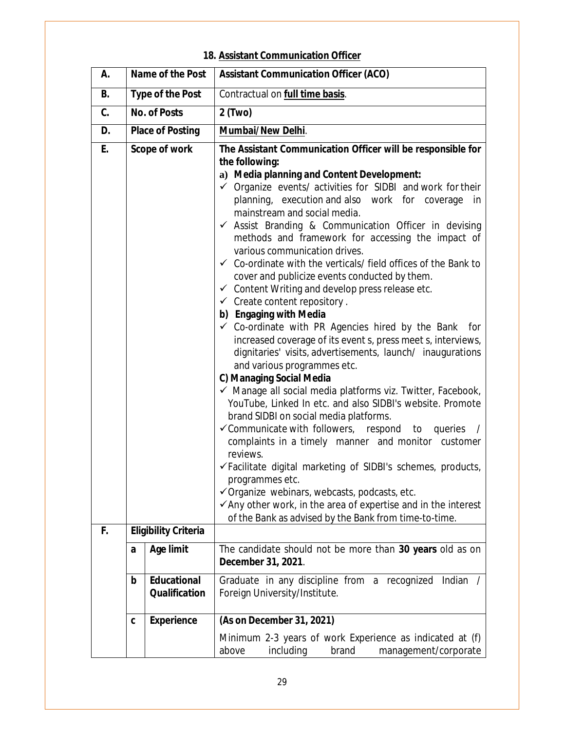## 18. Assistant Communication Officer

| | | | |
|---|---|---|---|
| **A.** | **Name of the Post** | | **Assistant Communication Officer (ACO)** |
| **B.** | **Type of the Post** | | Contractual on **full time basis**. |
| **C.** | **No. of Posts** | | **2 (Two)** |
| **D.** | **Place of Posting** | | **Mumbai/New Delhi**. |
| **E.** | **Scope of work** | | **The Assistant Communication Officer will be responsible for the following:**<br>**a) Media planning and Content Development:**<br>✓ Organize events/ activities for SIDBI and work for their planning, execution and also work for coverage in mainstream and social media.<br>✓ Assist Branding & Communication Officer in devising methods and framework for accessing the impact of various communication drives.<br>✓ Co-ordinate with the verticals/ field offices of the Bank to cover and publicize events conducted by them.<br>✓ Content Writing and develop press release etc.<br>✓ Create content repository .<br>**b) Engaging with Media**<br>✓ Co-ordinate with PR Agencies hired by the Bank for increased coverage of its event s, press meet s, interviews, dignitaries' visits, advertisements, launch/ inaugurations and various programmes etc.<br>**C) Managing Social Media**<br>✓ Manage all social media platforms viz. Twitter, Facebook, YouTube, Linked In etc. and also SIDBI's website. Promote brand SIDBI on social media platforms.<br>✓ Communicate with followers, respond to queries / complaints in a timely manner and monitor customer reviews.<br>✓ Facilitate digital marketing of SIDBI's schemes, products, programmes etc.<br>✓ Organize webinars, webcasts, podcasts, etc.<br>✓ Any other work, in the area of expertise and in the interest of the Bank as advised by the Bank from time-to-time. |
| **F.** | **Eligibility Criteria** | | |
| | **a** | **Age limit** | The candidate should not be more than **30 years** old as on **December 31, 2021**. |
| | **b** | **Educational Qualification** | Graduate in any discipline from a recognized Indian / Foreign University/Institute. |
| | **c** | **Experience** | **(As on December 31, 2021)**<br>Minimum 2-3 years of work Experience as indicated at (f) above including brand management/corporate |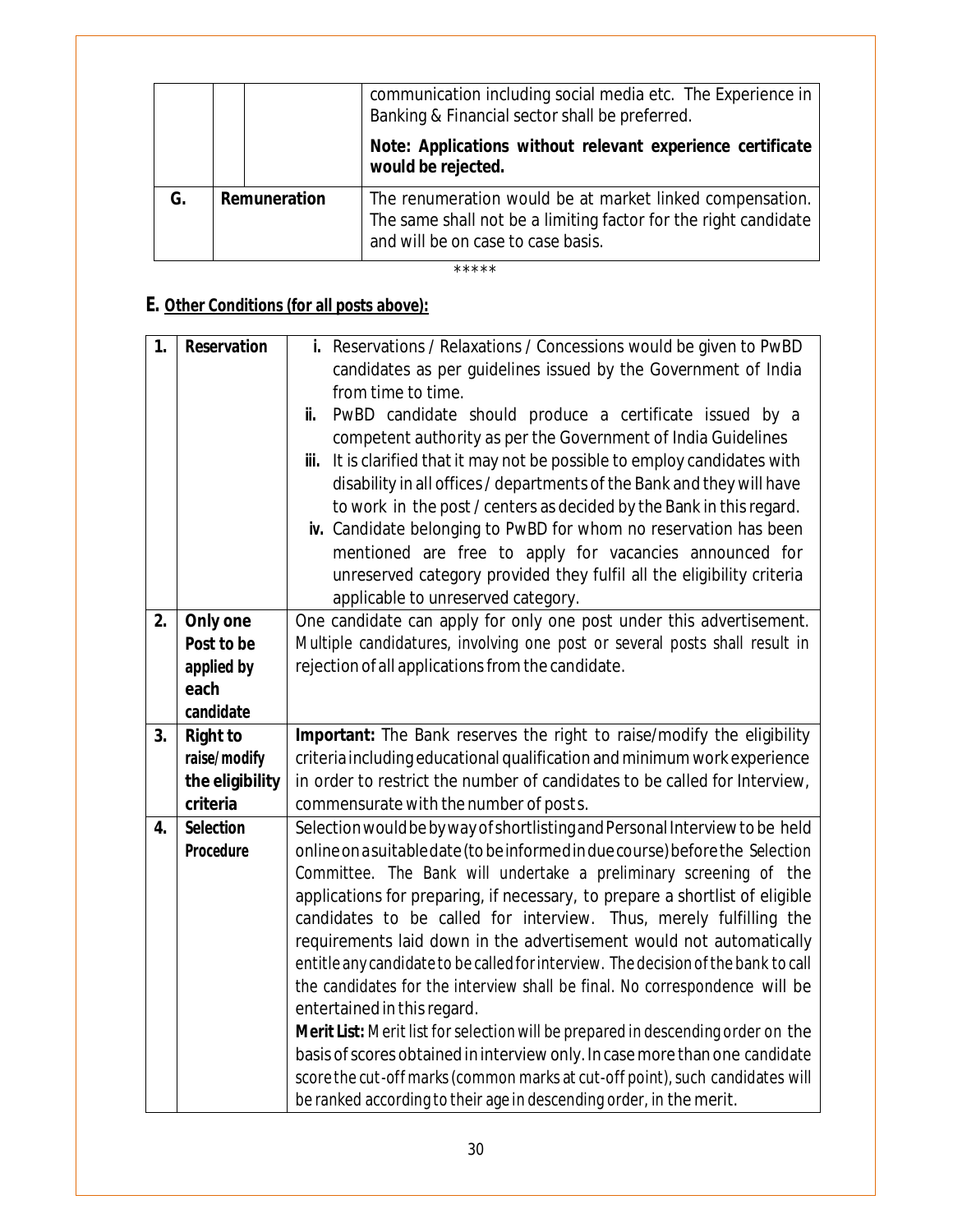| | | |
|---|---|---|
| | | communication including social media etc. The Experience in Banking & Financial sector shall be preferred.<br><br>**Note: Applications without relevant experience certificate would be rejected.** |
| G. | Remuneration | The renumeration would be at market linked compensation. The same shall not be a limiting factor for the right candidate and will be on case to case basis. |

*****

## E. Other Conditions (for all posts above):

| | | |
|---|---|---|
| **1.** | **Reservation** | **i.** Reservations / Relaxations / Concessions would be given to PwBD candidates as per guidelines issued by the Government of India from time to time.<br>**ii.** PwBD candidate should produce a certificate issued by a competent authority as per the Government of India Guidelines<br>**iii.** It is clarified that it may not be possible to employ candidates with disability in all offices / departments of the Bank and they will have to work in the post / centers as decided by the Bank in this regard.<br>**iv.** Candidate belonging to PwBD for whom no reservation has been mentioned are free to apply for vacancies announced for unreserved category provided they fulfil all the eligibility criteria applicable to unreserved category. |
| **2.** | **Only one Post to be applied by each candidate** | One candidate can apply for only one post under this advertisement. Multiple candidatures, involving one post or several posts shall result in rejection of all applications from the candidate. |
| **3.** | **Right to raise/modify the eligibility criteria** | **Important:** The Bank reserves the right to raise/modify the eligibility criteria including educational qualification and minimum work experience in order to restrict the number of candidates to be called for Interview, commensurate with the number of posts. |
| **4.** | **Selection Procedure** | Selection would be by way of shortlisting and Personal Interview to be held online on a suitable date (to be informed in due course) before the Selection Committee. The Bank will undertake a preliminary screening of the applications for preparing, if necessary, to prepare a shortlist of eligible candidates to be called for interview. Thus, merely fulfilling the requirements laid down in the advertisement would not automatically entitle any candidate to be called for interview. The decision of the bank to call the candidates for the interview shall be final. No correspondence will be entertained in this regard.<br>**Merit List:** Merit list for selection will be prepared in descending order on the basis of scores obtained in interview only. In case more than one candidate score the cut-off marks (common marks at cut-off point), such candidates will be ranked according to their age in descending order, in the merit. |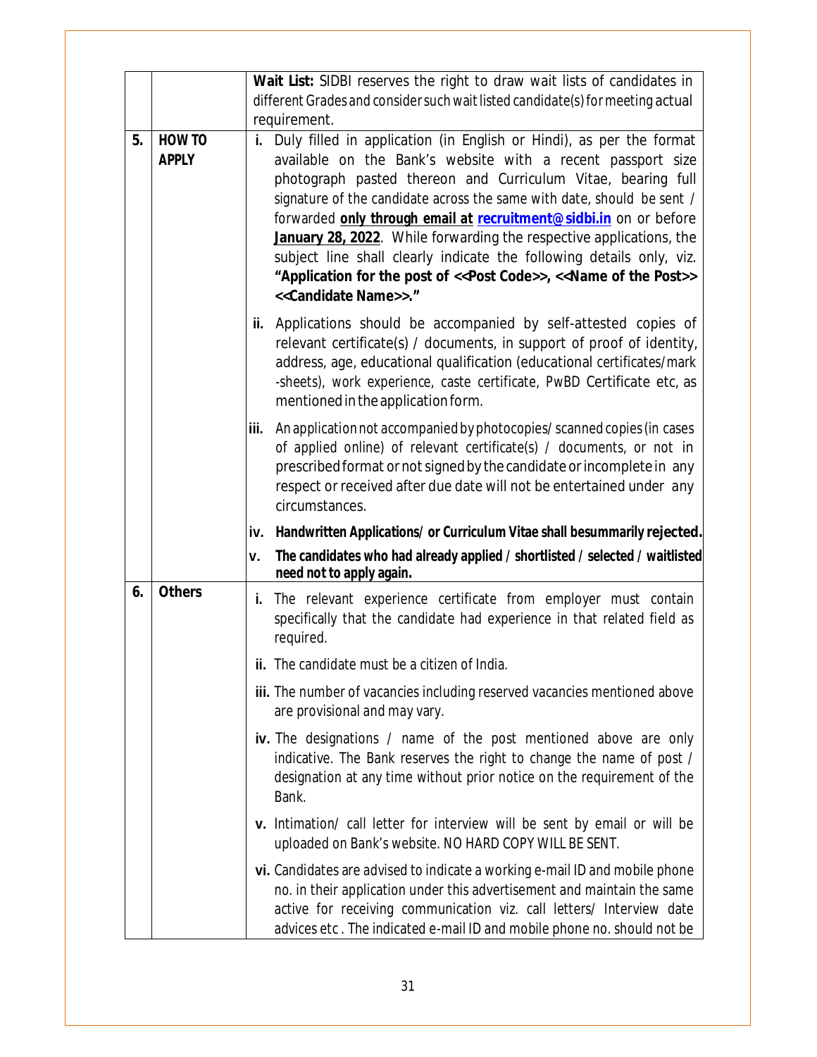| | | |
|---|---|---|
| | | **Wait List:** SIDBI reserves the right to draw wait lists of candidates in different Grades and consider such wait listed candidate(s) for meeting actual requirement. |
| **5.** | **HOW TO APPLY** | **i.** Duly filled in application (in English or Hindi), as per the format available on the Bank's website with a recent passport size photograph pasted thereon and Curriculum Vitae, bearing full signature of the candidate across the same with date, should be sent / forwarded **only through email at recruitment@sidbi.in** on or before **January 28, 2022**. While forwarding the respective applications, the subject line shall clearly indicate the following details only, viz. **"Application for the post of <<Post Code>>, <<Name of the Post>> <<Candidate Name>>."**<br><br>**ii.** Applications should be accompanied by self-attested copies of relevant certificate(s) / documents, in support of proof of identity, address, age, educational qualification (educational certificates/mark -sheets), work experience, caste certificate, PwBD Certificate etc, as mentioned in the application form.<br><br>**iii.** An application not accompanied by photocopies/ scanned copies (in cases of applied online) of relevant certificate(s) / documents, or not in prescribed format or not signed by the candidate or incomplete in any respect or received after due date will not be entertained under any circumstances.<br><br>**iv. Handwritten Applications/ or Curriculum Vitae shall be summarily rejected.**<br><br>**v. The candidates who had already applied / shortlisted / selected / waitlisted need not to apply again.** |
| **6.** | **Others** | **i.** The relevant experience certificate from employer must contain specifically that the candidate had experience in that related field as required.<br><br>**ii.** The candidate must be a citizen of India.<br><br>**iii.** The number of vacancies including reserved vacancies mentioned above are provisional and may vary.<br><br>**iv.** The designations / name of the post mentioned above are only indicative. The Bank reserves the right to change the name of post / designation at any time without prior notice on the requirement of the Bank.<br><br>**v.** Intimation/ call letter for interview will be sent by email or will be uploaded on Bank's website. NO HARD COPY WILL BE SENT.<br><br>**vi.** Candidates are advised to indicate a working e-mail ID and mobile phone no. in their application under this advertisement and maintain the same active for receiving communication viz. call letters/ Interview date advices etc . The indicated e-mail ID and mobile phone no. should not be |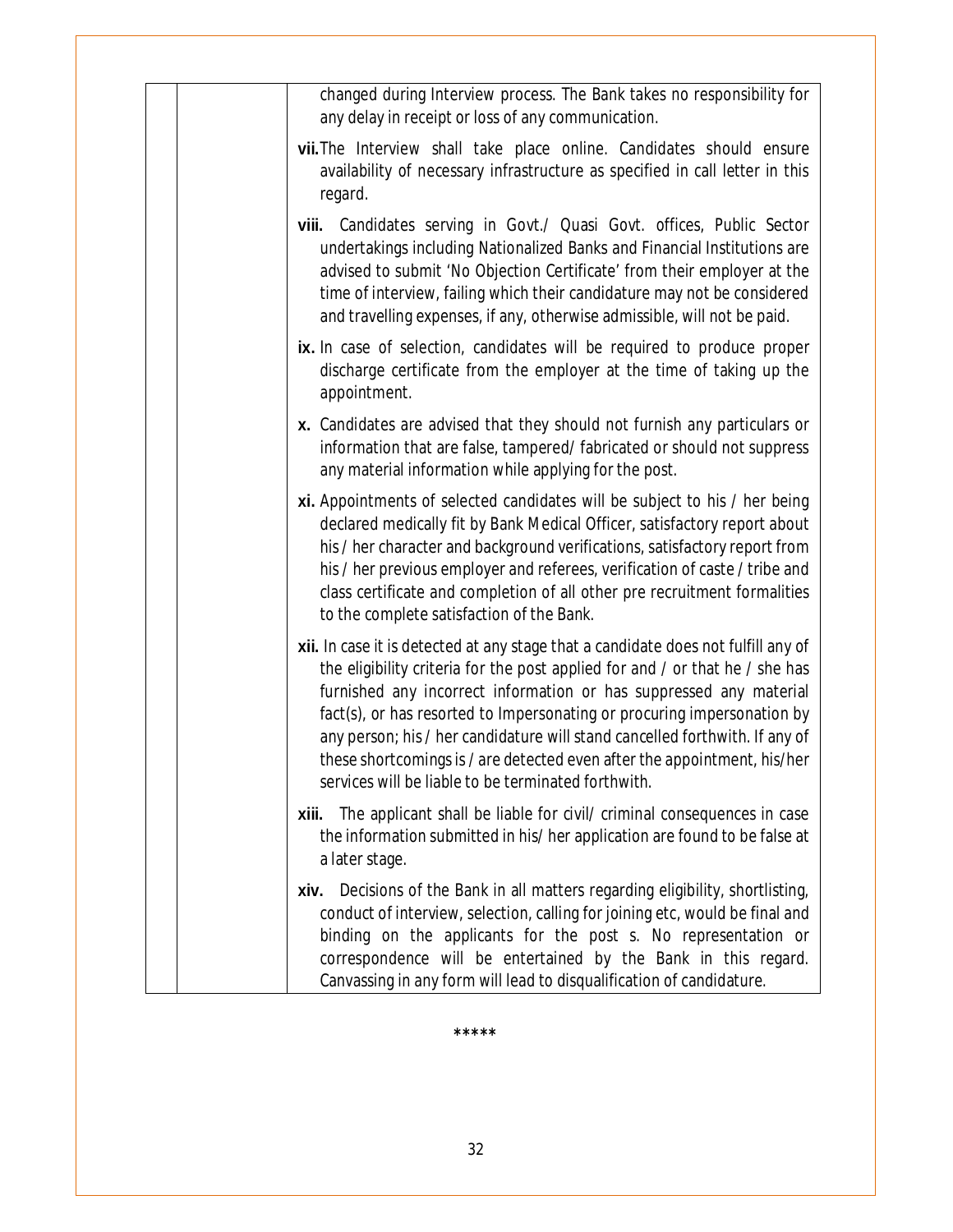| | | |
|---|---|---|
| | | changed during Interview process. The Bank takes no responsibility for any delay in receipt or loss of any communication.<br><br>**vii.** The Interview shall take place online. Candidates should ensure availability of necessary infrastructure as specified in call letter in this regard.<br><br>**viii.** Candidates serving in Govt./ Quasi Govt. offices, Public Sector undertakings including Nationalized Banks and Financial Institutions are advised to submit 'No Objection Certificate' from their employer at the time of interview, failing which their candidature may not be considered and travelling expenses, if any, otherwise admissible, will not be paid.<br><br>**ix.** In case of selection, candidates will be required to produce proper discharge certificate from the employer at the time of taking up the appointment.<br><br>**x.** Candidates are advised that they should not furnish any particulars or information that are false, tampered/ fabricated or should not suppress any material information while applying for the post.<br><br>**xi.** Appointments of selected candidates will be subject to his / her being declared medically fit by Bank Medical Officer, satisfactory report about his / her character and background verifications, satisfactory report from his / her previous employer and referees, verification of caste / tribe and class certificate and completion of all other pre recruitment formalities to the complete satisfaction of the Bank.<br><br>**xii.** In case it is detected at any stage that a candidate does not fulfill any of the eligibility criteria for the post applied for and / or that he / she has furnished any incorrect information or has suppressed any material fact(s), or has resorted to Impersonating or procuring impersonation by any person; his / her candidature will stand cancelled forthwith. If any of these shortcomings is / are detected even after the appointment, his/her services will be liable to be terminated forthwith.<br><br>**xiii.** The applicant shall be liable for civil/ criminal consequences in case the information submitted in his/ her application are found to be false at a later stage.<br><br>**xiv.** Decisions of the Bank in all matters regarding eligibility, shortlisting, conduct of interview, selection, calling for joining etc, would be final and binding on the applicants for the post s. No representation or correspondence will be entertained by the Bank in this regard. Canvassing in any form will lead to disqualification of candidature. |

*****